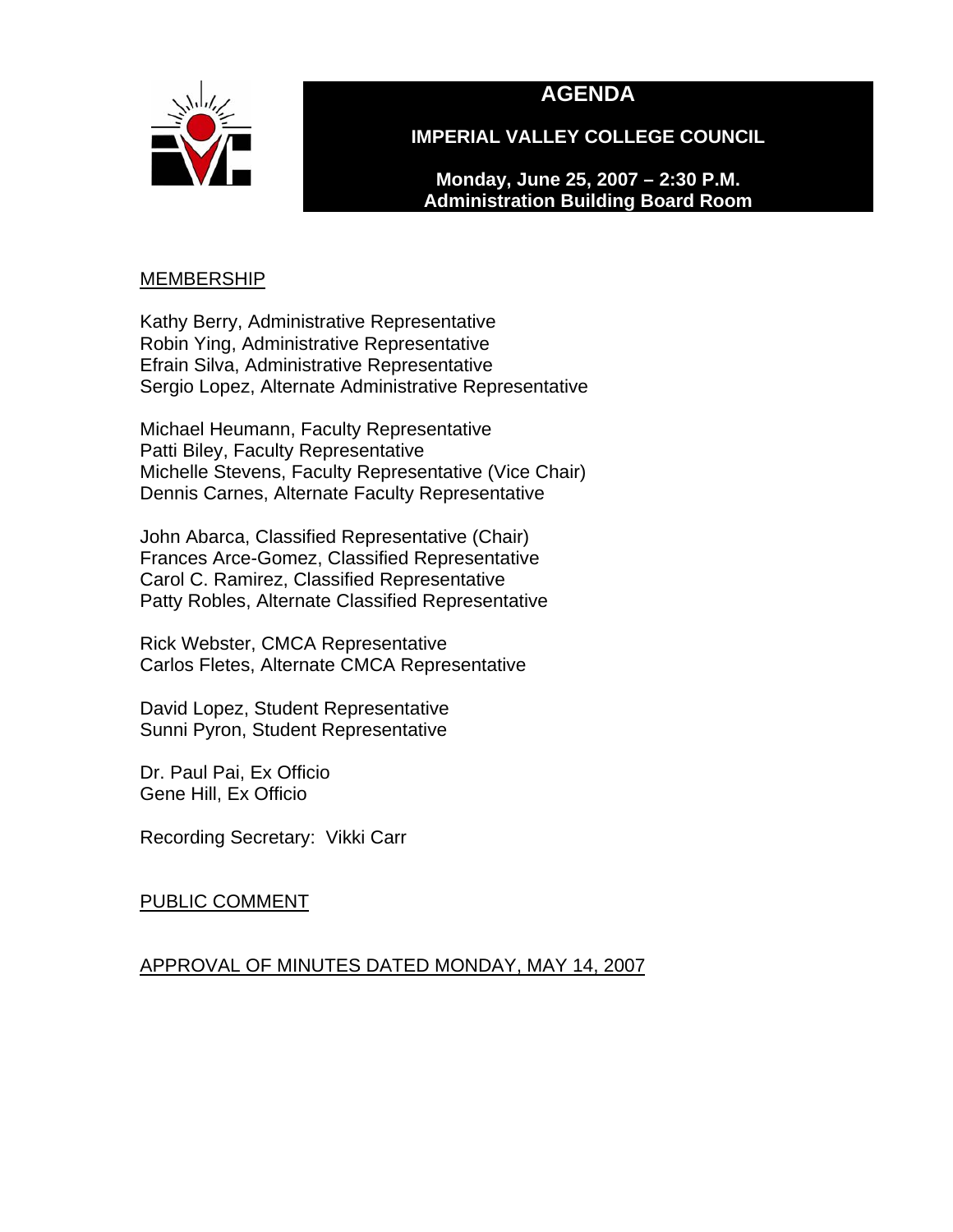# AGENDA

## IMPERIAL VALLEY COLLEGE COUNCIL

**Monday, June 25, 2007 – 2:30 P.M.**
**Administration Building Board Room**

MEMBERSHIP

Kathy Berry, Administrative Representative
Robin Ying, Administrative Representative
Efrain Silva, Administrative Representative
Sergio Lopez, Alternate Administrative Representative

Michael Heumann, Faculty Representative
Patti Biley, Faculty Representative
Michelle Stevens, Faculty Representative (Vice Chair)
Dennis Carnes, Alternate Faculty Representative

John Abarca, Classified Representative (Chair)
Frances Arce-Gomez, Classified Representative
Carol C. Ramirez, Classified Representative
Patty Robles, Alternate Classified Representative

Rick Webster, CMCA Representative
Carlos Fletes, Alternate CMCA Representative

David Lopez, Student Representative
Sunni Pyron, Student Representative

Dr. Paul Pai, Ex Officio
Gene Hill, Ex Officio

Recording Secretary: Vikki Carr

PUBLIC COMMENT

APPROVAL OF MINUTES DATED MONDAY, MAY 14, 2007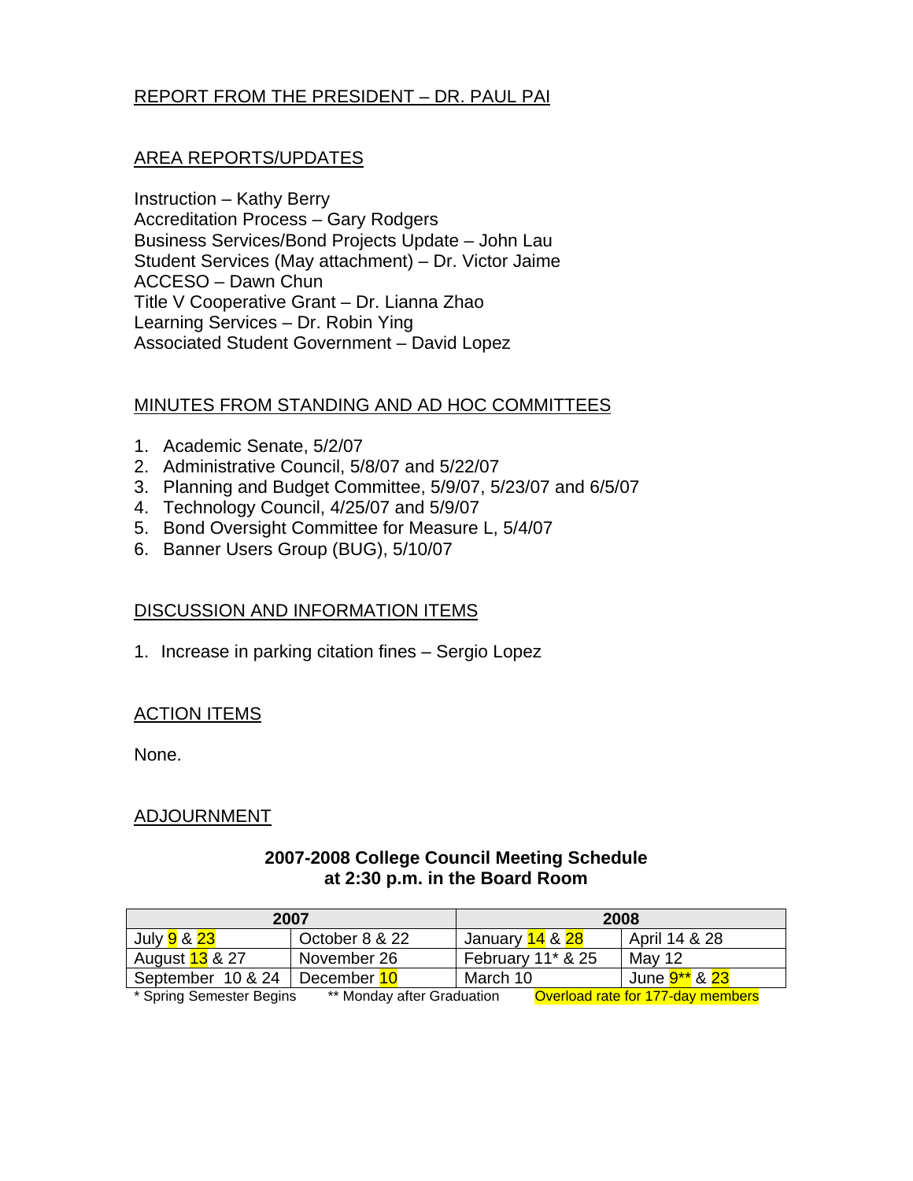## REPORT FROM THE PRESIDENT – DR. PAUL PAI

## AREA REPORTS/UPDATES

Instruction – Kathy Berry
Accreditation Process – Gary Rodgers
Business Services/Bond Projects Update – John Lau
Student Services (May attachment) – Dr. Victor Jaime
ACCESO – Dawn Chun
Title V Cooperative Grant – Dr. Lianna Zhao
Learning Services – Dr. Robin Ying
Associated Student Government – David Lopez

## MINUTES FROM STANDING AND AD HOC COMMITTEES

1. Academic Senate, 5/2/07
2. Administrative Council, 5/8/07 and 5/22/07
3. Planning and Budget Committee, 5/9/07, 5/23/07 and 6/5/07
4. Technology Council, 4/25/07 and 5/9/07
5. Bond Oversight Committee for Measure L, 5/4/07
6. Banner Users Group (BUG), 5/10/07

## DISCUSSION AND INFORMATION ITEMS

1. Increase in parking citation fines – Sergio Lopez

## ACTION ITEMS

None.

## ADJOURNMENT

### 2007-2008 College Council Meeting Schedule at 2:30 p.m. in the Board Room

| 2007 | | 2008 | |
|---|---|---|---|
| July 9 & 23 | October 8 & 22 | January 14 & 28 | April 14 & 28 |
| August 13 & 27 | November 26 | February 11* & 25 | May 12 |
| September 10 & 24 | December 10 | March 10 | June 9** & 23 |

\* Spring Semester Begins ** Monday after Graduation Overload rate for 177-day members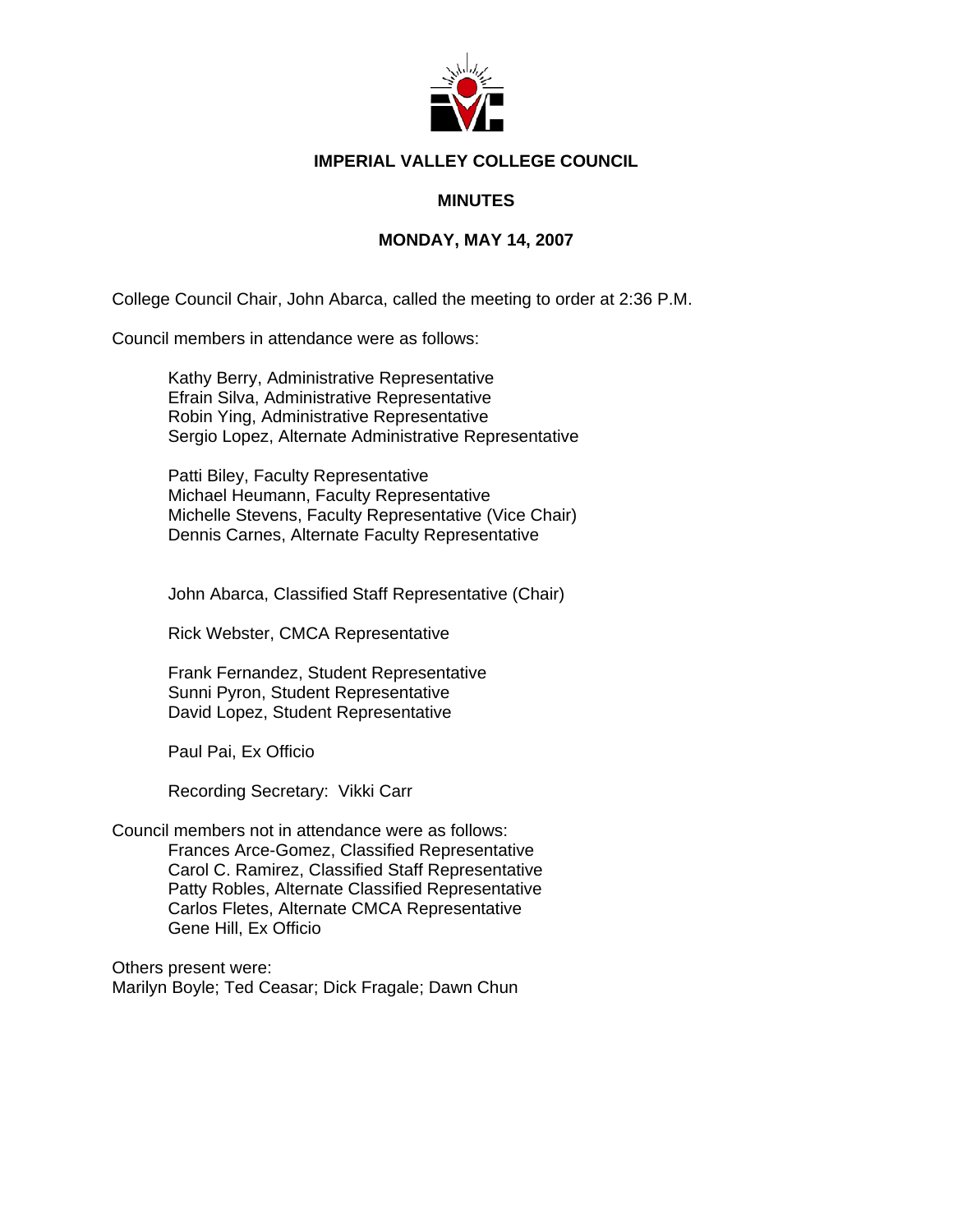**IMPERIAL VALLEY COLLEGE COUNCIL**

**MINUTES**

**MONDAY, MAY 14, 2007**

College Council Chair, John Abarca, called the meeting to order at 2:36 P.M.

Council members in attendance were as follows:

Kathy Berry, Administrative Representative
Efrain Silva, Administrative Representative
Robin Ying, Administrative Representative
Sergio Lopez, Alternate Administrative Representative

Patti Biley, Faculty Representative
Michael Heumann, Faculty Representative
Michelle Stevens, Faculty Representative (Vice Chair)
Dennis Carnes, Alternate Faculty Representative

John Abarca, Classified Staff Representative (Chair)

Rick Webster, CMCA Representative

Frank Fernandez, Student Representative
Sunni Pyron, Student Representative
David Lopez, Student Representative

Paul Pai, Ex Officio

Recording Secretary: Vikki Carr

Council members not in attendance were as follows:

Frances Arce-Gomez, Classified Representative
Carol C. Ramirez, Classified Staff Representative
Patty Robles, Alternate Classified Representative
Carlos Fletes, Alternate CMCA Representative
Gene Hill, Ex Officio

Others present were:
Marilyn Boyle; Ted Ceasar; Dick Fragale; Dawn Chun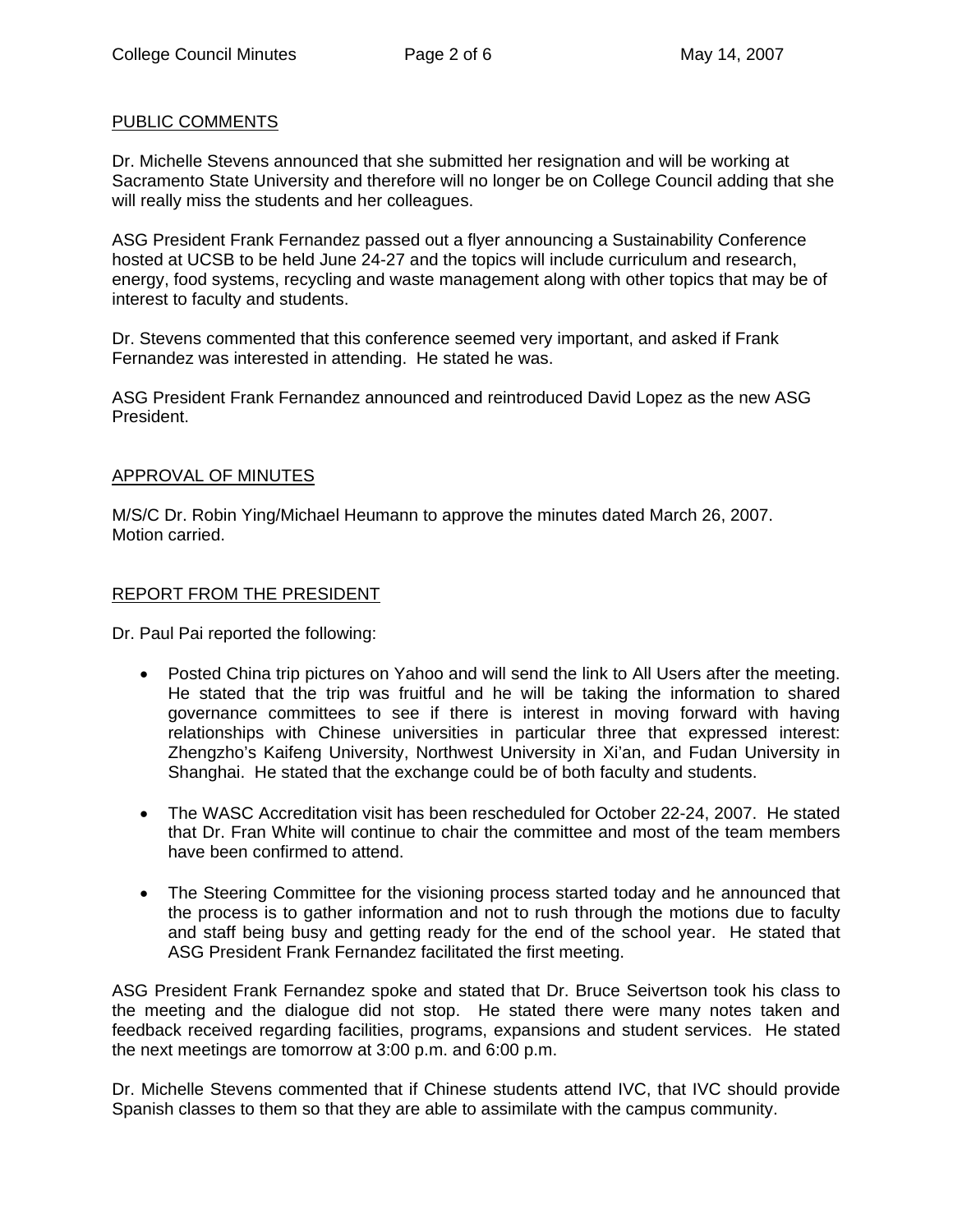PUBLIC COMMENTS

Dr. Michelle Stevens announced that she submitted her resignation and will be working at Sacramento State University and therefore will no longer be on College Council adding that she will really miss the students and her colleagues.

ASG President Frank Fernandez passed out a flyer announcing a Sustainability Conference hosted at UCSB to be held June 24-27 and the topics will include curriculum and research, energy, food systems, recycling and waste management along with other topics that may be of interest to faculty and students.

Dr. Stevens commented that this conference seemed very important, and asked if Frank Fernandez was interested in attending. He stated he was.

ASG President Frank Fernandez announced and reintroduced David Lopez as the new ASG President.

APPROVAL OF MINUTES

M/S/C Dr. Robin Ying/Michael Heumann to approve the minutes dated March 26, 2007. Motion carried.

REPORT FROM THE PRESIDENT

Dr. Paul Pai reported the following:

- Posted China trip pictures on Yahoo and will send the link to All Users after the meeting. He stated that the trip was fruitful and he will be taking the information to shared governance committees to see if there is interest in moving forward with having relationships with Chinese universities in particular three that expressed interest: Zhengzho's Kaifeng University, Northwest University in Xi'an, and Fudan University in Shanghai. He stated that the exchange could be of both faculty and students.

- The WASC Accreditation visit has been rescheduled for October 22-24, 2007. He stated that Dr. Fran White will continue to chair the committee and most of the team members have been confirmed to attend.

- The Steering Committee for the visioning process started today and he announced that the process is to gather information and not to rush through the motions due to faculty and staff being busy and getting ready for the end of the school year. He stated that ASG President Frank Fernandez facilitated the first meeting.

ASG President Frank Fernandez spoke and stated that Dr. Bruce Seivertson took his class to the meeting and the dialogue did not stop. He stated there were many notes taken and feedback received regarding facilities, programs, expansions and student services. He stated the next meetings are tomorrow at 3:00 p.m. and 6:00 p.m.

Dr. Michelle Stevens commented that if Chinese students attend IVC, that IVC should provide Spanish classes to them so that they are able to assimilate with the campus community.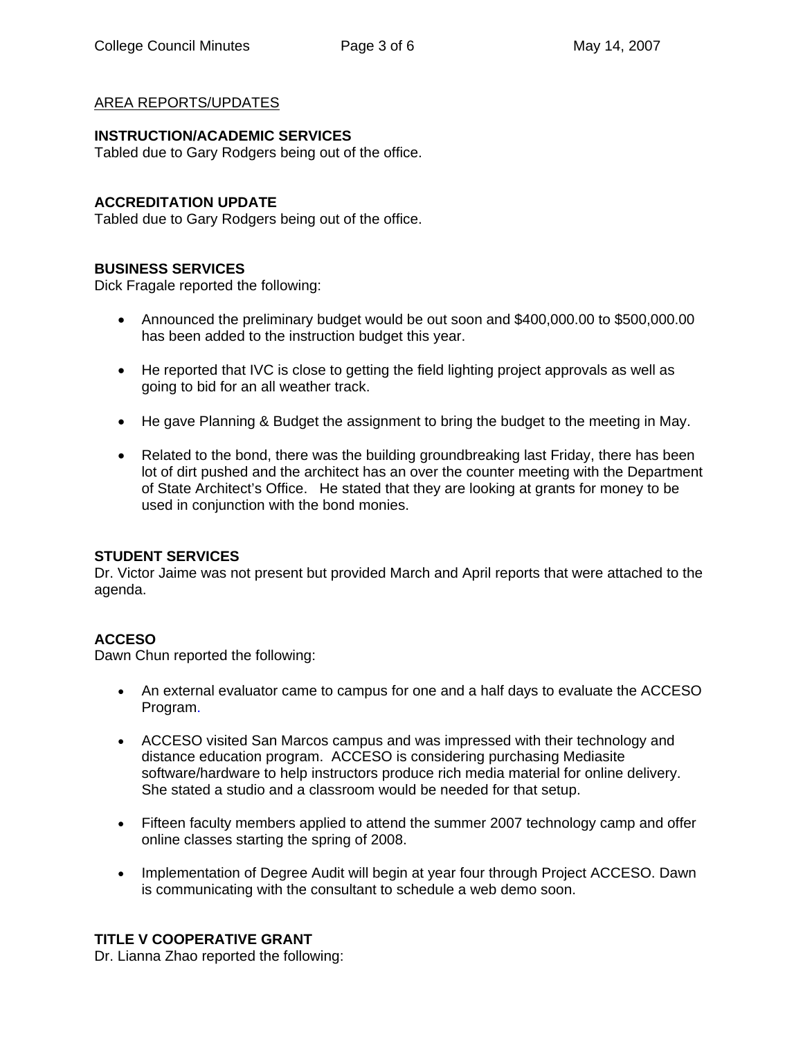AREA REPORTS/UPDATES

**INSTRUCTION/ACADEMIC SERVICES**
Tabled due to Gary Rodgers being out of the office.

**ACCREDITATION UPDATE**
Tabled due to Gary Rodgers being out of the office.

**BUSINESS SERVICES**
Dick Fragale reported the following:

- Announced the preliminary budget would be out soon and $400,000.00 to $500,000.00 has been added to the instruction budget this year.
- He reported that IVC is close to getting the field lighting project approvals as well as going to bid for an all weather track.
- He gave Planning & Budget the assignment to bring the budget to the meeting in May.
- Related to the bond, there was the building groundbreaking last Friday, there has been lot of dirt pushed and the architect has an over the counter meeting with the Department of State Architect's Office. He stated that they are looking at grants for money to be used in conjunction with the bond monies.

**STUDENT SERVICES**
Dr. Victor Jaime was not present but provided March and April reports that were attached to the agenda.

**ACCESO**
Dawn Chun reported the following:

- An external evaluator came to campus for one and a half days to evaluate the ACCESO Program.
- ACCESO visited San Marcos campus and was impressed with their technology and distance education program. ACCESO is considering purchasing Mediasite software/hardware to help instructors produce rich media material for online delivery. She stated a studio and a classroom would be needed for that setup.
- Fifteen faculty members applied to attend the summer 2007 technology camp and offer online classes starting the spring of 2008.
- Implementation of Degree Audit will begin at year four through Project ACCESO. Dawn is communicating with the consultant to schedule a web demo soon.

**TITLE V COOPERATIVE GRANT**
Dr. Lianna Zhao reported the following: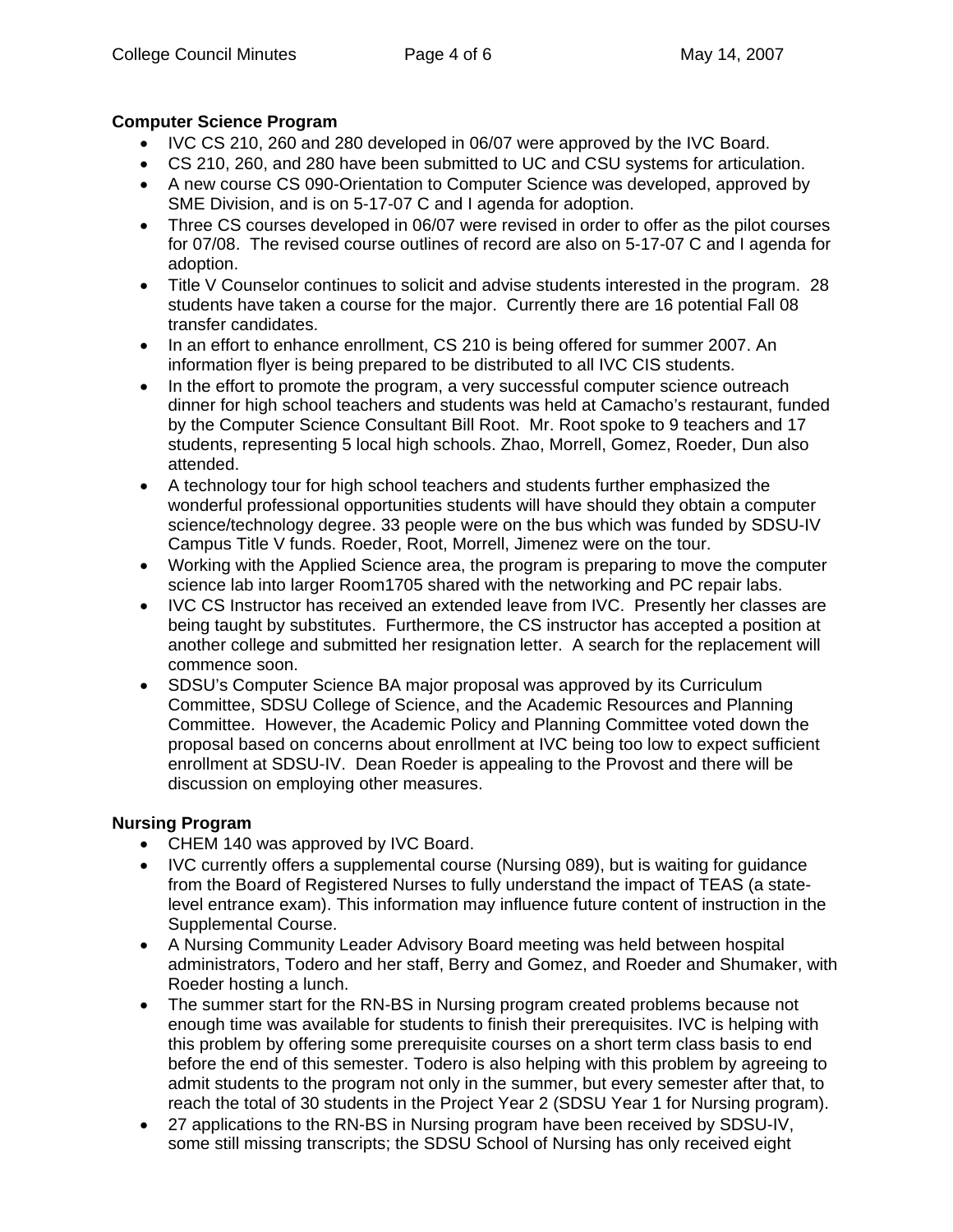**Computer Science Program**

- IVC CS 210, 260 and 280 developed in 06/07 were approved by the IVC Board.
- CS 210, 260, and 280 have been submitted to UC and CSU systems for articulation.
- A new course CS 090-Orientation to Computer Science was developed, approved by SME Division, and is on 5-17-07 C and I agenda for adoption.
- Three CS courses developed in 06/07 were revised in order to offer as the pilot courses for 07/08. The revised course outlines of record are also on 5-17-07 C and I agenda for adoption.
- Title V Counselor continues to solicit and advise students interested in the program. 28 students have taken a course for the major. Currently there are 16 potential Fall 08 transfer candidates.
- In an effort to enhance enrollment, CS 210 is being offered for summer 2007. An information flyer is being prepared to be distributed to all IVC CIS students.
- In the effort to promote the program, a very successful computer science outreach dinner for high school teachers and students was held at Camacho's restaurant, funded by the Computer Science Consultant Bill Root. Mr. Root spoke to 9 teachers and 17 students, representing 5 local high schools. Zhao, Morrell, Gomez, Roeder, Dun also attended.
- A technology tour for high school teachers and students further emphasized the wonderful professional opportunities students will have should they obtain a computer science/technology degree. 33 people were on the bus which was funded by SDSU-IV Campus Title V funds. Roeder, Root, Morrell, Jimenez were on the tour.
- Working with the Applied Science area, the program is preparing to move the computer science lab into larger Room1705 shared with the networking and PC repair labs.
- IVC CS Instructor has received an extended leave from IVC. Presently her classes are being taught by substitutes. Furthermore, the CS instructor has accepted a position at another college and submitted her resignation letter. A search for the replacement will commence soon.
- SDSU's Computer Science BA major proposal was approved by its Curriculum Committee, SDSU College of Science, and the Academic Resources and Planning Committee. However, the Academic Policy and Planning Committee voted down the proposal based on concerns about enrollment at IVC being too low to expect sufficient enrollment at SDSU-IV. Dean Roeder is appealing to the Provost and there will be discussion on employing other measures.

**Nursing Program**

- CHEM 140 was approved by IVC Board.
- IVC currently offers a supplemental course (Nursing 089), but is waiting for guidance from the Board of Registered Nurses to fully understand the impact of TEAS (a state-level entrance exam). This information may influence future content of instruction in the Supplemental Course.
- A Nursing Community Leader Advisory Board meeting was held between hospital administrators, Todero and her staff, Berry and Gomez, and Roeder and Shumaker, with Roeder hosting a lunch.
- The summer start for the RN-BS in Nursing program created problems because not enough time was available for students to finish their prerequisites. IVC is helping with this problem by offering some prerequisite courses on a short term class basis to end before the end of this semester. Todero is also helping with this problem by agreeing to admit students to the program not only in the summer, but every semester after that, to reach the total of 30 students in the Project Year 2 (SDSU Year 1 for Nursing program).
- 27 applications to the RN-BS in Nursing program have been received by SDSU-IV, some still missing transcripts; the SDSU School of Nursing has only received eight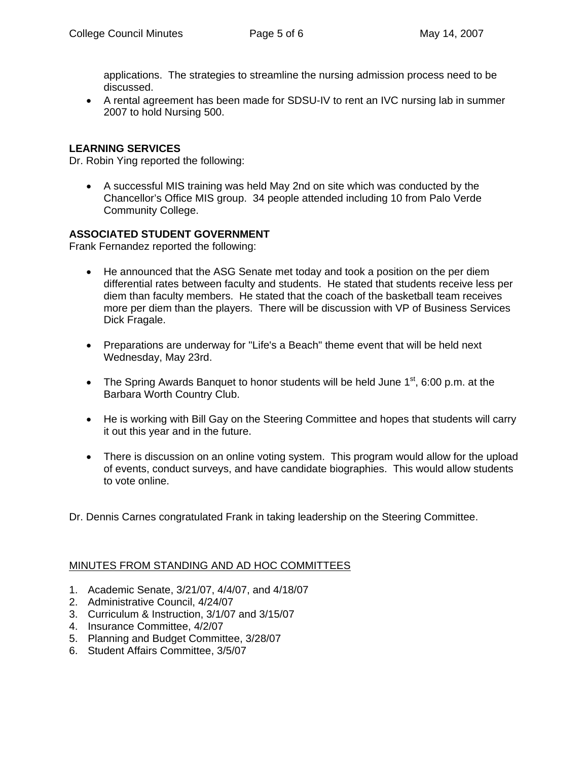applications. The strategies to streamline the nursing admission process need to be discussed.

- A rental agreement has been made for SDSU-IV to rent an IVC nursing lab in summer 2007 to hold Nursing 500.

**LEARNING SERVICES**

Dr. Robin Ying reported the following:

- A successful MIS training was held May 2nd on site which was conducted by the Chancellor's Office MIS group. 34 people attended including 10 from Palo Verde Community College.

**ASSOCIATED STUDENT GOVERNMENT**

Frank Fernandez reported the following:

- He announced that the ASG Senate met today and took a position on the per diem differential rates between faculty and students. He stated that students receive less per diem than faculty members. He stated that the coach of the basketball team receives more per diem than the players. There will be discussion with VP of Business Services Dick Fragale.

- Preparations are underway for "Life's a Beach" theme event that will be held next Wednesday, May 23rd.

- The Spring Awards Banquet to honor students will be held June 1st, 6:00 p.m. at the Barbara Worth Country Club.

- He is working with Bill Gay on the Steering Committee and hopes that students will carry it out this year and in the future.

- There is discussion on an online voting system. This program would allow for the upload of events, conduct surveys, and have candidate biographies. This would allow students to vote online.

Dr. Dennis Carnes congratulated Frank in taking leadership on the Steering Committee.

MINUTES FROM STANDING AND AD HOC COMMITTEES

1. Academic Senate, 3/21/07, 4/4/07, and 4/18/07
2. Administrative Council, 4/24/07
3. Curriculum & Instruction, 3/1/07 and 3/15/07
4. Insurance Committee, 4/2/07
5. Planning and Budget Committee, 3/28/07
6. Student Affairs Committee, 3/5/07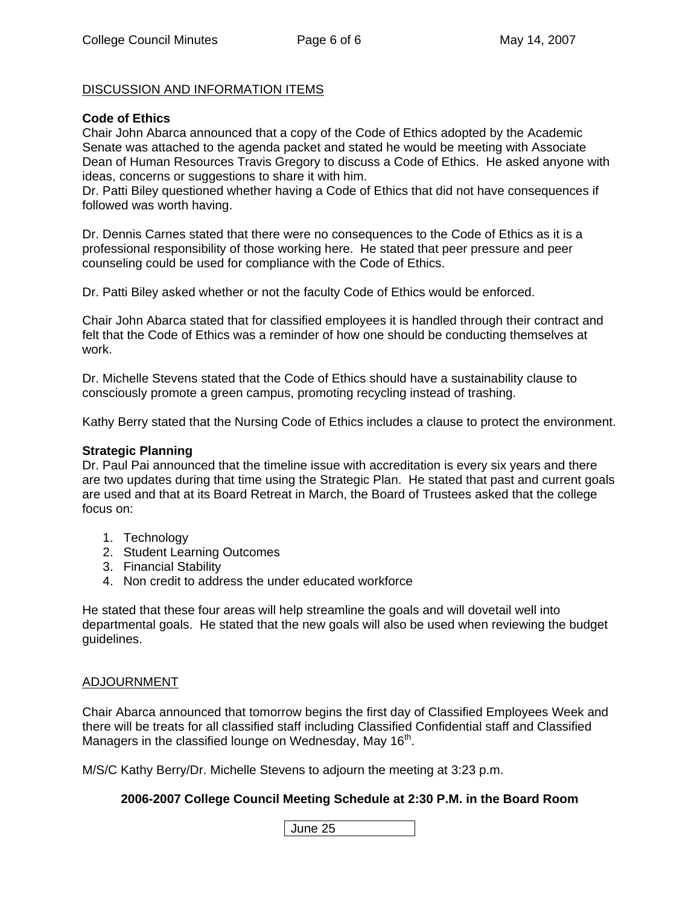## DISCUSSION AND INFORMATION ITEMS

**Code of Ethics**

Chair John Abarca announced that a copy of the Code of Ethics adopted by the Academic Senate was attached to the agenda packet and stated he would be meeting with Associate Dean of Human Resources Travis Gregory to discuss a Code of Ethics. He asked anyone with ideas, concerns or suggestions to share it with him.

Dr. Patti Biley questioned whether having a Code of Ethics that did not have consequences if followed was worth having.

Dr. Dennis Carnes stated that there were no consequences to the Code of Ethics as it is a professional responsibility of those working here. He stated that peer pressure and peer counseling could be used for compliance with the Code of Ethics.

Dr. Patti Biley asked whether or not the faculty Code of Ethics would be enforced.

Chair John Abarca stated that for classified employees it is handled through their contract and felt that the Code of Ethics was a reminder of how one should be conducting themselves at work.

Dr. Michelle Stevens stated that the Code of Ethics should have a sustainability clause to consciously promote a green campus, promoting recycling instead of trashing.

Kathy Berry stated that the Nursing Code of Ethics includes a clause to protect the environment.

**Strategic Planning**

Dr. Paul Pai announced that the timeline issue with accreditation is every six years and there are two updates during that time using the Strategic Plan. He stated that past and current goals are used and that at its Board Retreat in March, the Board of Trustees asked that the college focus on:

1. Technology
2. Student Learning Outcomes
3. Financial Stability
4. Non credit to address the under educated workforce

He stated that these four areas will help streamline the goals and will dovetail well into departmental goals. He stated that the new goals will also be used when reviewing the budget guidelines.

## ADJOURNMENT

Chair Abarca announced that tomorrow begins the first day of Classified Employees Week and there will be treats for all classified staff including Classified Confidential staff and Classified Managers in the classified lounge on Wednesday, May 16th.

M/S/C Kathy Berry/Dr. Michelle Stevens to adjourn the meeting at 3:23 p.m.

**2006-2007 College Council Meeting Schedule at 2:30 P.M. in the Board Room**

| |
|---|
| June 25 |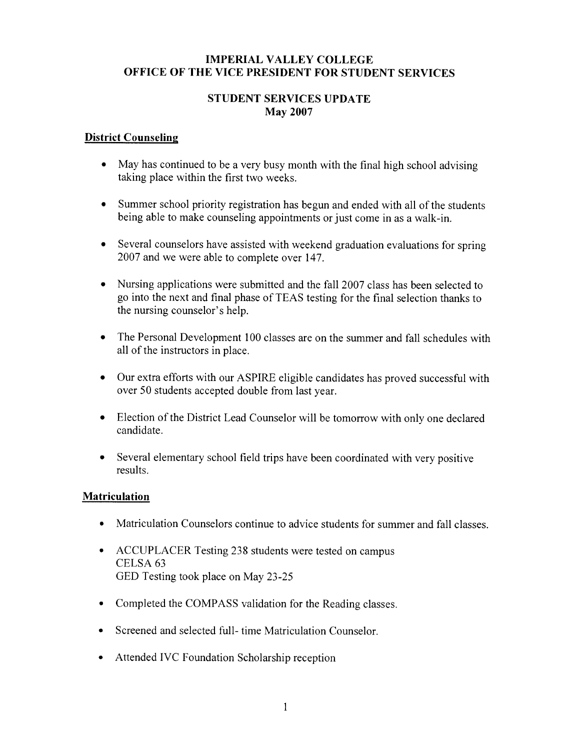# IMPERIAL VALLEY COLLEGE
# OFFICE OF THE VICE PRESIDENT FOR STUDENT SERVICES

## STUDENT SERVICES UPDATE
## May 2007

### District Counseling

- May has continued to be a very busy month with the final high school advising taking place within the first two weeks.
- Summer school priority registration has begun and ended with all of the students being able to make counseling appointments or just come in as a walk-in.
- Several counselors have assisted with weekend graduation evaluations for spring 2007 and we were able to complete over 147.
- Nursing applications were submitted and the fall 2007 class has been selected to go into the next and final phase of TEAS testing for the final selection thanks to the nursing counselor's help.
- The Personal Development 100 classes are on the summer and fall schedules with all of the instructors in place.
- Our extra efforts with our ASPIRE eligible candidates has proved successful with over 50 students accepted double from last year.
- Election of the District Lead Counselor will be tomorrow with only one declared candidate.
- Several elementary school field trips have been coordinated with very positive results.

### Matriculation

- Matriculation Counselors continue to advice students for summer and fall classes.
- ACCUPLACER Testing 238 students were tested on campus
  CELSA 63
  GED Testing took place on May 23-25
- Completed the COMPASS validation for the Reading classes.
- Screened and selected full- time Matriculation Counselor.
- Attended IVC Foundation Scholarship reception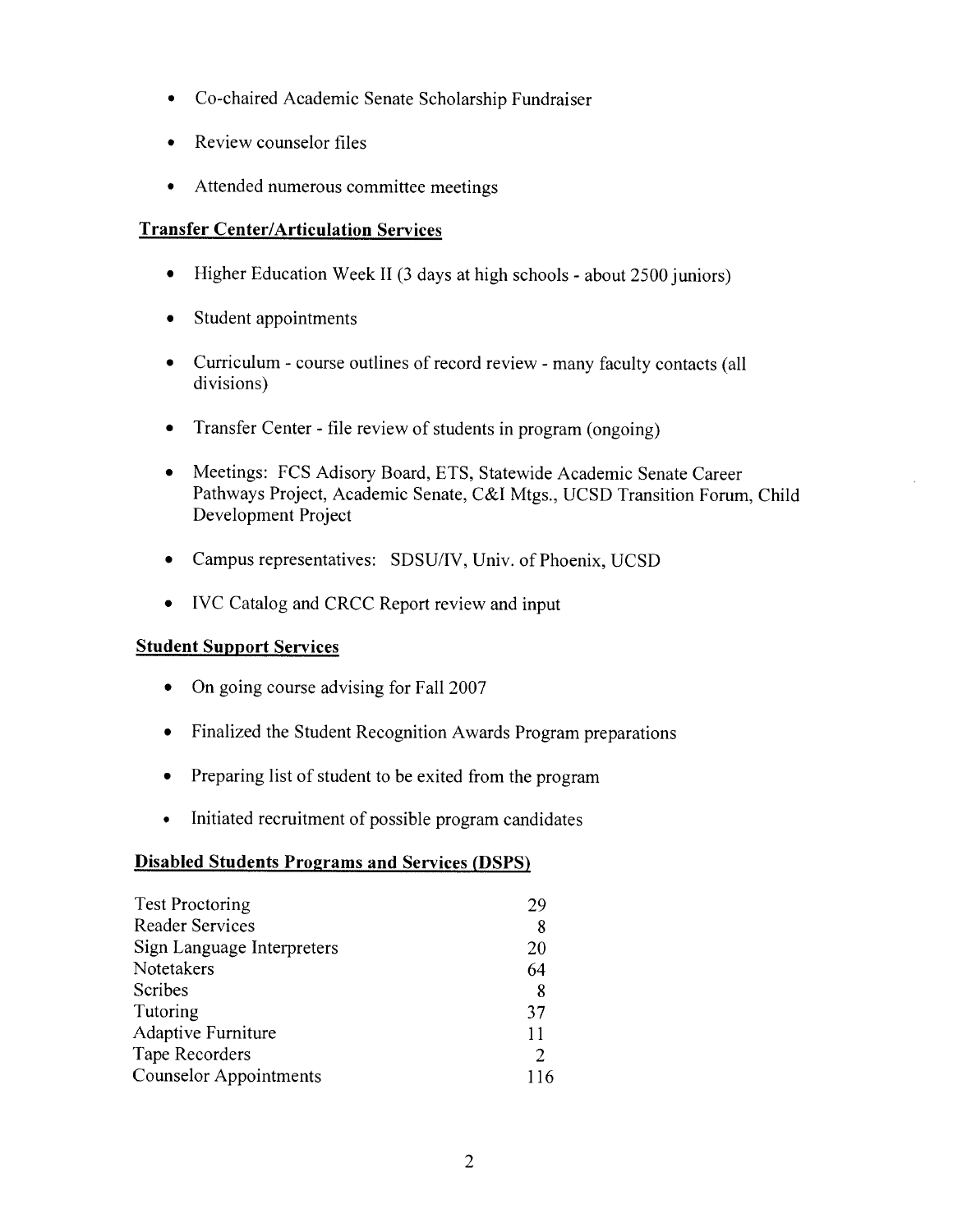- Co-chaired Academic Senate Scholarship Fundraiser
- Review counselor files
- Attended numerous committee meetings

**Transfer Center/Articulation Services**

- Higher Education Week II (3 days at high schools - about 2500 juniors)
- Student appointments
- Curriculum - course outlines of record review - many faculty contacts (all divisions)
- Transfer Center - file review of students in program (ongoing)
- Meetings: FCS Adisory Board, ETS, Statewide Academic Senate Career Pathways Project, Academic Senate, C&I Mtgs., UCSD Transition Forum, Child Development Project
- Campus representatives: SDSU/IV, Univ. of Phoenix, UCSD
- IVC Catalog and CRCC Report review and input

**Student Support Services**

- On going course advising for Fall 2007
- Finalized the Student Recognition Awards Program preparations
- Preparing list of student to be exited from the program
- Initiated recruitment of possible program candidates

**Disabled Students Programs and Services (DSPS)**

| | |
|---|---|
| Test Proctoring | 29 |
| Reader Services | 8 |
| Sign Language Interpreters | 20 |
| Notetakers | 64 |
| Scribes | 8 |
| Tutoring | 37 |
| Adaptive Furniture | 11 |
| Tape Recorders | 2 |
| Counselor Appointments | 116 |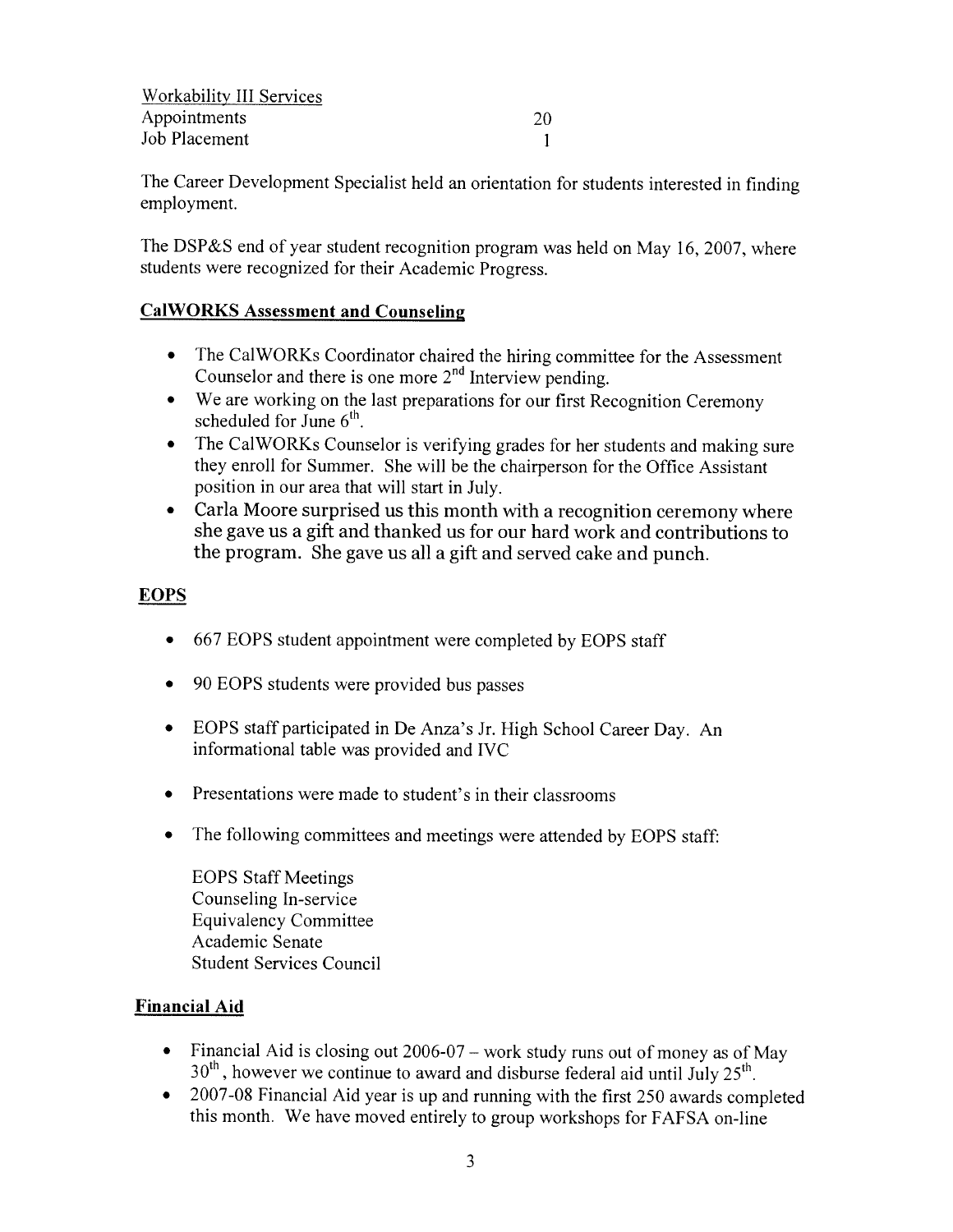Workability III Services

| | |
|---|---|
| Appointments | 20 |
| Job Placement | 1 |

The Career Development Specialist held an orientation for students interested in finding employment.

The DSP&S end of year student recognition program was held on May 16, 2007, where students were recognized for their Academic Progress.

## CalWORKS Assessment and Counseling

- The CalWORKs Coordinator chaired the hiring committee for the Assessment Counselor and there is one more 2nd Interview pending.
- We are working on the last preparations for our first Recognition Ceremony scheduled for June 6th.
- The CalWORKs Counselor is verifying grades for her students and making sure they enroll for Summer. She will be the chairperson for the Office Assistant position in our area that will start in July.
- Carla Moore surprised us this month with a recognition ceremony where she gave us a gift and thanked us for our hard work and contributions to the program. She gave us all a gift and served cake and punch.

## EOPS

- 667 EOPS student appointment were completed by EOPS staff
- 90 EOPS students were provided bus passes
- EOPS staff participated in De Anza's Jr. High School Career Day. An informational table was provided and IVC
- Presentations were made to student's in their classrooms
- The following committees and meetings were attended by EOPS staff:

  EOPS Staff Meetings
  Counseling In-service
  Equivalency Committee
  Academic Senate
  Student Services Council

## Financial Aid

- Financial Aid is closing out 2006-07 – work study runs out of money as of May 30th, however we continue to award and disburse federal aid until July 25th.
- 2007-08 Financial Aid year is up and running with the first 250 awards completed this month. We have moved entirely to group workshops for FAFSA on-line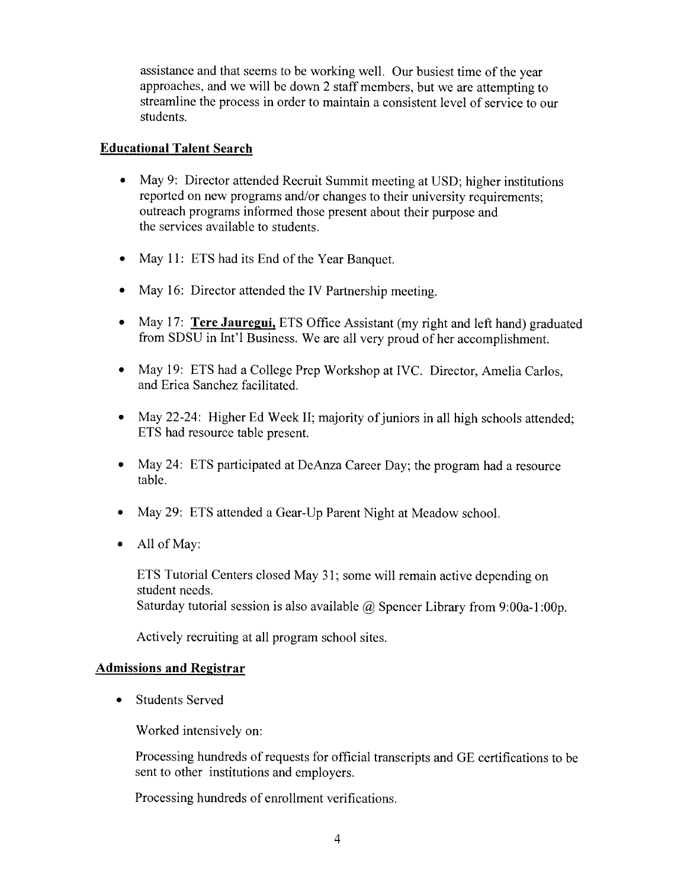assistance and that seems to be working well. Our busiest time of the year approaches, and we will be down 2 staff members, but we are attempting to streamline the process in order to maintain a consistent level of service to our students.

**Educational Talent Search**

- May 9: Director attended Recruit Summit meeting at USD; higher institutions reported on new programs and/or changes to their university requirements; outreach programs informed those present about their purpose and the services available to students.

- May 11: ETS had its End of the Year Banquet.

- May 16: Director attended the IV Partnership meeting.

- May 17: **Tere Jauregui,** ETS Office Assistant (my right and left hand) graduated from SDSU in Int'l Business. We are all very proud of her accomplishment.

- May 19: ETS had a College Prep Workshop at IVC. Director, Amelia Carlos, and Erica Sanchez facilitated.

- May 22-24: Higher Ed Week II; majority of juniors in all high schools attended; ETS had resource table present.

- May 24: ETS participated at DeAnza Career Day; the program had a resource table.

- May 29: ETS attended a Gear-Up Parent Night at Meadow school.

- All of May:

  ETS Tutorial Centers closed May 31; some will remain active depending on student needs.
  Saturday tutorial session is also available @ Spencer Library from 9:00a-1:00p.

  Actively recruiting at all program school sites.

**Admissions and Registrar**

- Students Served

  Worked intensively on:

  Processing hundreds of requests for official transcripts and GE certifications to be sent to other institutions and employers.

  Processing hundreds of enrollment verifications.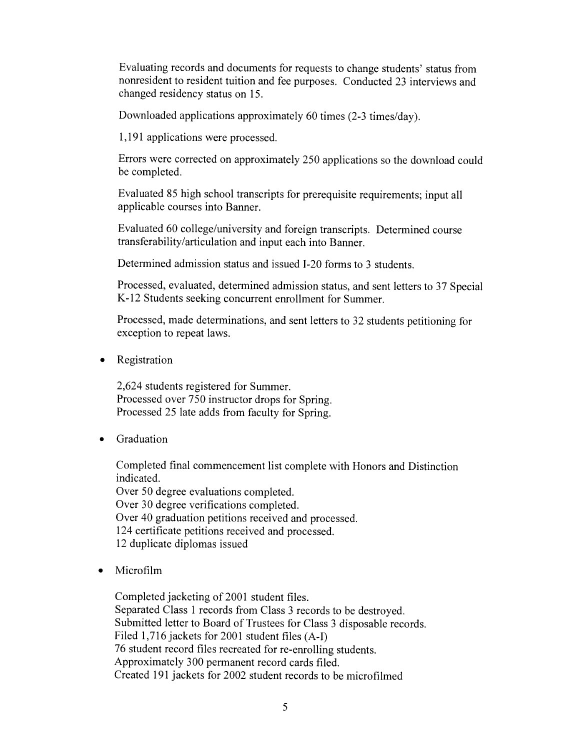Evaluating records and documents for requests to change students' status from nonresident to resident tuition and fee purposes. Conducted 23 interviews and changed residency status on 15.

Downloaded applications approximately 60 times (2-3 times/day).

1,191 applications were processed.

Errors were corrected on approximately 250 applications so the download could be completed.

Evaluated 85 high school transcripts for prerequisite requirements; input all applicable courses into Banner.

Evaluated 60 college/university and foreign transcripts. Determined course transferability/articulation and input each into Banner.

Determined admission status and issued I-20 forms to 3 students.

Processed, evaluated, determined admission status, and sent letters to 37 Special K-12 Students seeking concurrent enrollment for Summer.

Processed, made determinations, and sent letters to 32 students petitioning for exception to repeat laws.

- Registration

  2,624 students registered for Summer.
  Processed over 750 instructor drops for Spring.
  Processed 25 late adds from faculty for Spring.

- Graduation

  Completed final commencement list complete with Honors and Distinction indicated.
  Over 50 degree evaluations completed.
  Over 30 degree verifications completed.
  Over 40 graduation petitions received and processed.
  124 certificate petitions received and processed.
  12 duplicate diplomas issued

- Microfilm

  Completed jacketing of 2001 student files.
  Separated Class 1 records from Class 3 records to be destroyed.
  Submitted letter to Board of Trustees for Class 3 disposable records.
  Filed 1,716 jackets for 2001 student files (A-I)
  76 student record files recreated for re-enrolling students.
  Approximately 300 permanent record cards filed.
  Created 191 jackets for 2002 student records to be microfilmed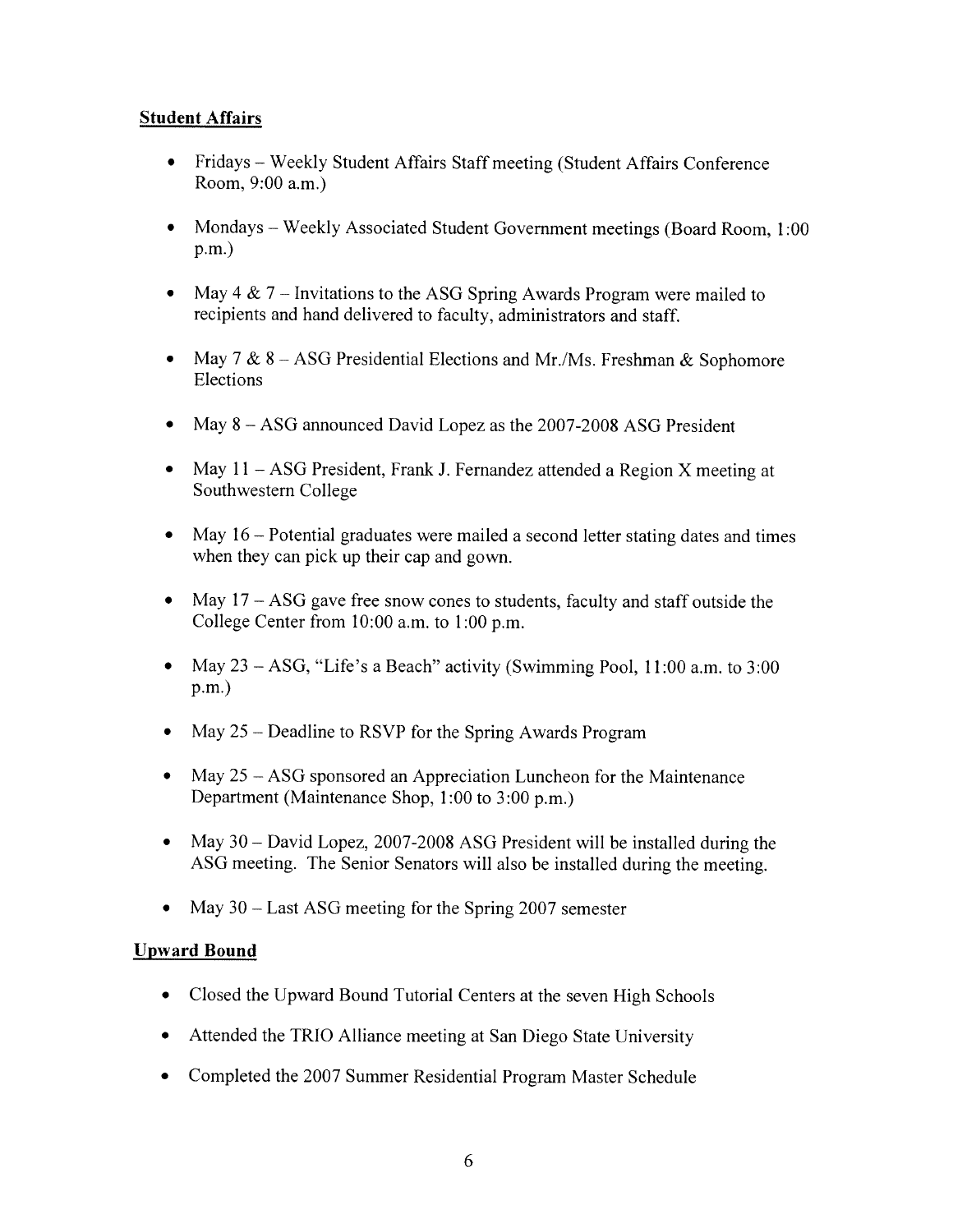**Student Affairs**

- Fridays – Weekly Student Affairs Staff meeting (Student Affairs Conference Room, 9:00 a.m.)
- Mondays – Weekly Associated Student Government meetings (Board Room, 1:00 p.m.)
- May 4 & 7 – Invitations to the ASG Spring Awards Program were mailed to recipients and hand delivered to faculty, administrators and staff.
- May 7 & 8 – ASG Presidential Elections and Mr./Ms. Freshman & Sophomore Elections
- May 8 – ASG announced David Lopez as the 2007-2008 ASG President
- May 11 – ASG President, Frank J. Fernandez attended a Region X meeting at Southwestern College
- May 16 – Potential graduates were mailed a second letter stating dates and times when they can pick up their cap and gown.
- May 17 – ASG gave free snow cones to students, faculty and staff outside the College Center from 10:00 a.m. to 1:00 p.m.
- May 23 – ASG, "Life's a Beach" activity (Swimming Pool, 11:00 a.m. to 3:00 p.m.)
- May 25 – Deadline to RSVP for the Spring Awards Program
- May 25 – ASG sponsored an Appreciation Luncheon for the Maintenance Department (Maintenance Shop, 1:00 to 3:00 p.m.)
- May 30 – David Lopez, 2007-2008 ASG President will be installed during the ASG meeting. The Senior Senators will also be installed during the meeting.
- May 30 – Last ASG meeting for the Spring 2007 semester

**Upward Bound**

- Closed the Upward Bound Tutorial Centers at the seven High Schools
- Attended the TRIO Alliance meeting at San Diego State University
- Completed the 2007 Summer Residential Program Master Schedule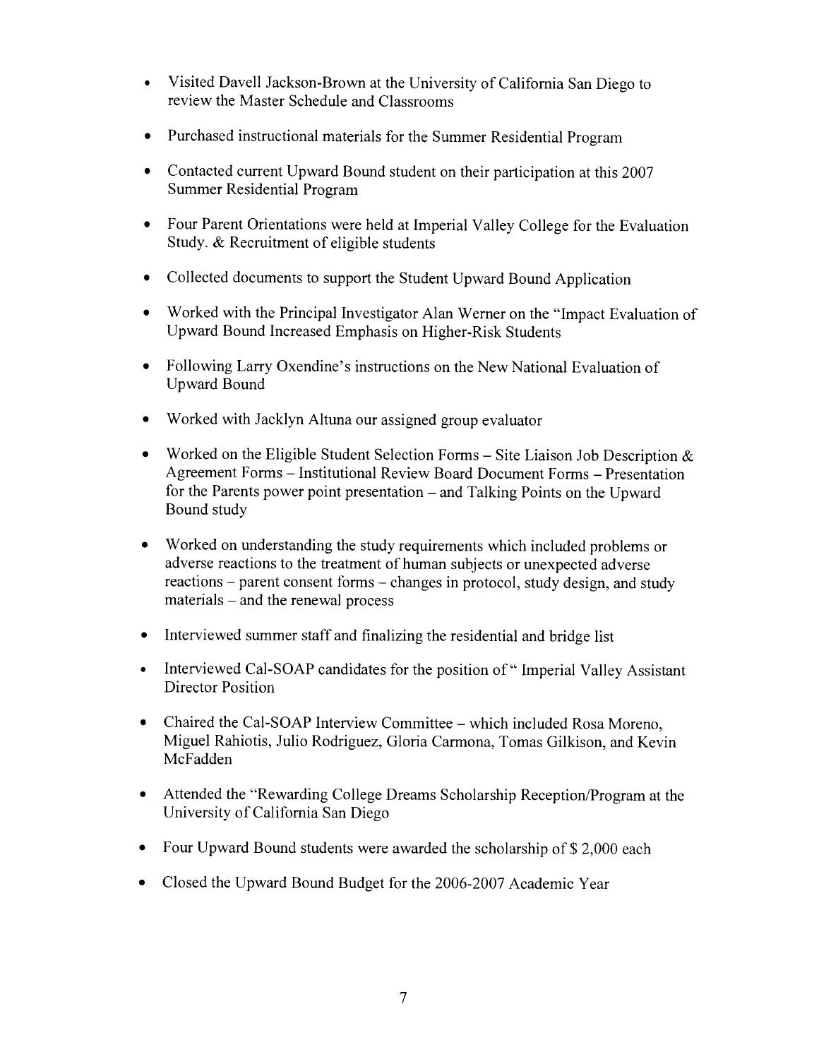- Visited Davell Jackson-Brown at the University of California San Diego to review the Master Schedule and Classrooms
- Purchased instructional materials for the Summer Residential Program
- Contacted current Upward Bound student on their participation at this 2007 Summer Residential Program
- Four Parent Orientations were held at Imperial Valley College for the Evaluation Study. & Recruitment of eligible students
- Collected documents to support the Student Upward Bound Application
- Worked with the Principal Investigator Alan Werner on the "Impact Evaluation of Upward Bound Increased Emphasis on Higher-Risk Students
- Following Larry Oxendine's instructions on the New National Evaluation of Upward Bound
- Worked with Jacklyn Altuna our assigned group evaluator
- Worked on the Eligible Student Selection Forms – Site Liaison Job Description & Agreement Forms – Institutional Review Board Document Forms – Presentation for the Parents power point presentation – and Talking Points on the Upward Bound study
- Worked on understanding the study requirements which included problems or adverse reactions to the treatment of human subjects or unexpected adverse reactions – parent consent forms – changes in protocol, study design, and study materials – and the renewal process
- Interviewed summer staff and finalizing the residential and bridge list
- Interviewed Cal-SOAP candidates for the position of " Imperial Valley Assistant Director Position
- Chaired the Cal-SOAP Interview Committee – which included Rosa Moreno, Miguel Rahiotis, Julio Rodriguez, Gloria Carmona, Tomas Gilkison, and Kevin McFadden
- Attended the "Rewarding College Dreams Scholarship Reception/Program at the University of California San Diego
- Four Upward Bound students were awarded the scholarship of $ 2,000 each
- Closed the Upward Bound Budget for the 2006-2007 Academic Year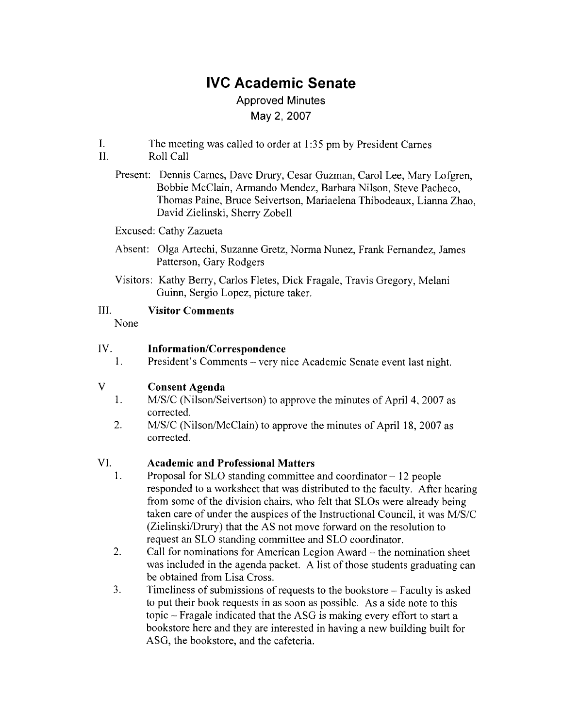# IVC Academic Senate

Approved Minutes

May 2, 2007

I. The meeting was called to order at 1:35 pm by President Carnes

II. Roll Call

Present: Dennis Carnes, Dave Drury, Cesar Guzman, Carol Lee, Mary Lofgren, Bobbie McClain, Armando Mendez, Barbara Nilson, Steve Pacheco, Thomas Paine, Bruce Seivertson, Mariaelena Thibodeaux, Lianna Zhao, David Zielinski, Sherry Zobell

Excused: Cathy Zazueta

Absent: Olga Artechi, Suzanne Gretz, Norma Nunez, Frank Fernandez, James Patterson, Gary Rodgers

Visitors: Kathy Berry, Carlos Fletes, Dick Fragale, Travis Gregory, Melani Guinn, Sergio Lopez, picture taker.

III. **Visitor Comments**

None

IV. **Information/Correspondence**

1. President's Comments – very nice Academic Senate event last night.

V **Consent Agenda**

1. M/S/C (Nilson/Seivertson) to approve the minutes of April 4, 2007 as corrected.
2. M/S/C (Nilson/McClain) to approve the minutes of April 18, 2007 as corrected.

VI. **Academic and Professional Matters**

1. Proposal for SLO standing committee and coordinator – 12 people responded to a worksheet that was distributed to the faculty. After hearing from some of the division chairs, who felt that SLOs were already being taken care of under the auspices of the Instructional Council, it was M/S/C (Zielinski/Drury) that the AS not move forward on the resolution to request an SLO standing committee and SLO coordinator.
2. Call for nominations for American Legion Award – the nomination sheet was included in the agenda packet. A list of those students graduating can be obtained from Lisa Cross.
3. Timeliness of submissions of requests to the bookstore – Faculty is asked to put their book requests in as soon as possible. As a side note to this topic – Fragale indicated that the ASG is making every effort to start a bookstore here and they are interested in having a new building built for ASG, the bookstore, and the cafeteria.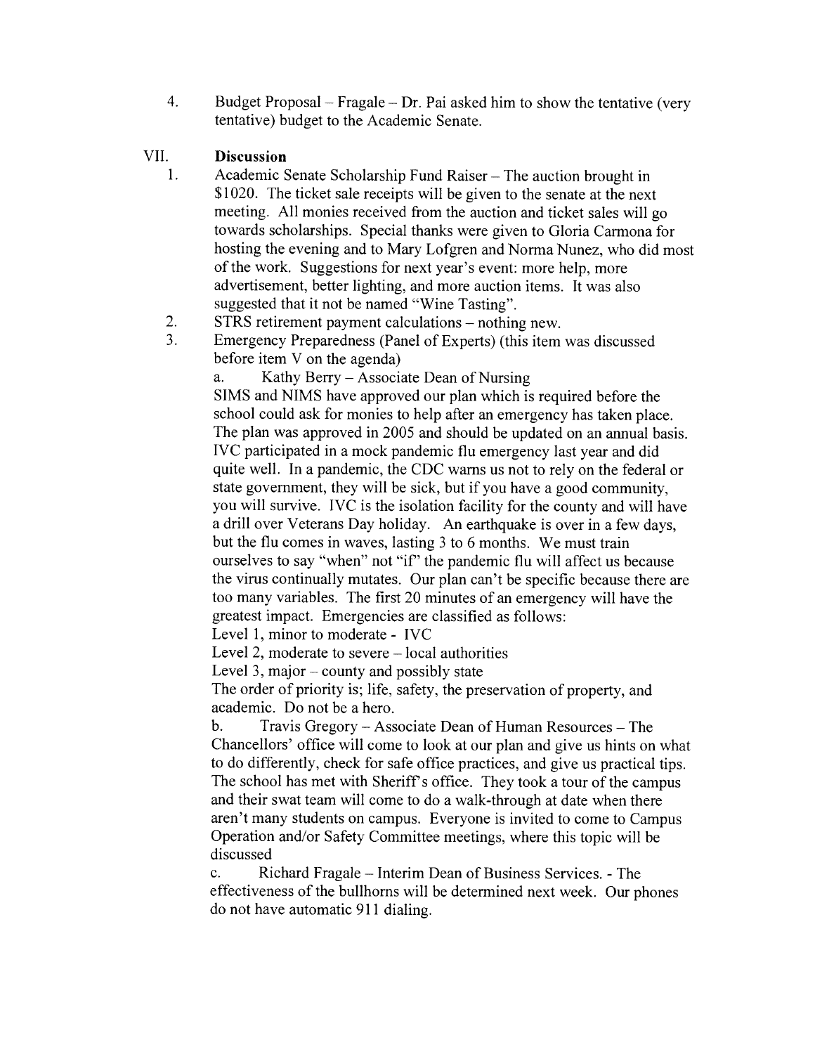4. Budget Proposal – Fragale – Dr. Pai asked him to show the tentative (very tentative) budget to the Academic Senate.

VII. **Discussion**

1. Academic Senate Scholarship Fund Raiser – The auction brought in $1020. The ticket sale receipts will be given to the senate at the next meeting. All monies received from the auction and ticket sales will go towards scholarships. Special thanks were given to Gloria Carmona for hosting the evening and to Mary Lofgren and Norma Nunez, who did most of the work. Suggestions for next year's event: more help, more advertisement, better lighting, and more auction items. It was also suggested that it not be named "Wine Tasting".
2. STRS retirement payment calculations – nothing new.
3. Emergency Preparedness (Panel of Experts) (this item was discussed before item V on the agenda)

   a. Kathy Berry – Associate Dean of Nursing

   SIMS and NIMS have approved our plan which is required before the school could ask for monies to help after an emergency has taken place. The plan was approved in 2005 and should be updated on an annual basis. IVC participated in a mock pandemic flu emergency last year and did quite well. In a pandemic, the CDC warns us not to rely on the federal or state government, they will be sick, but if you have a good community, you will survive. IVC is the isolation facility for the county and will have a drill over Veterans Day holiday. An earthquake is over in a few days, but the flu comes in waves, lasting 3 to 6 months. We must train ourselves to say "when" not "if" the pandemic flu will affect us because the virus continually mutates. Our plan can't be specific because there are too many variables. The first 20 minutes of an emergency will have the greatest impact. Emergencies are classified as follows:

   Level 1, minor to moderate - IVC
   Level 2, moderate to severe – local authorities
   Level 3, major – county and possibly state

   The order of priority is; life, safety, the preservation of property, and academic. Do not be a hero.

   b. Travis Gregory – Associate Dean of Human Resources – The Chancellors' office will come to look at our plan and give us hints on what to do differently, check for safe office practices, and give us practical tips. The school has met with Sheriff's office. They took a tour of the campus and their swat team will come to do a walk-through at date when there aren't many students on campus. Everyone is invited to come to Campus Operation and/or Safety Committee meetings, where this topic will be discussed

   c. Richard Fragale – Interim Dean of Business Services. - The effectiveness of the bullhorns will be determined next week. Our phones do not have automatic 911 dialing.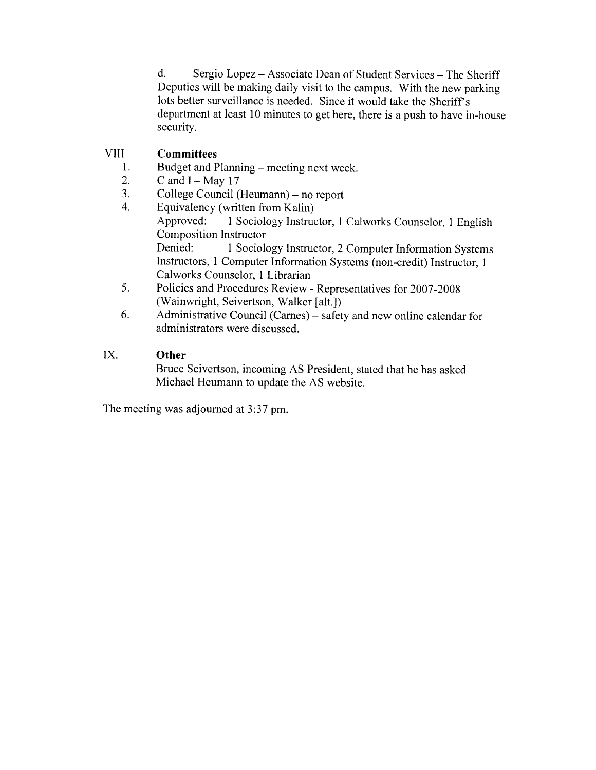d. Sergio Lopez – Associate Dean of Student Services – The Sheriff Deputies will be making daily visit to the campus. With the new parking lots better surveillance is needed. Since it would take the Sheriff's department at least 10 minutes to get here, there is a push to have in-house security.

VIII **Committees**

1. Budget and Planning – meeting next week.
2. C and I – May 17
3. College Council (Heumann) – no report
4. Equivalency (written from Kalin)
   Approved: 1 Sociology Instructor, 1 Calworks Counselor, 1 English Composition Instructor
   Denied: 1 Sociology Instructor, 2 Computer Information Systems Instructors, 1 Computer Information Systems (non-credit) Instructor, 1 Calworks Counselor, 1 Librarian
5. Policies and Procedures Review - Representatives for 2007-2008 (Wainwright, Seivertson, Walker [alt.])
6. Administrative Council (Carnes) – safety and new online calendar for administrators were discussed.

IX. **Other**

Bruce Seivertson, incoming AS President, stated that he has asked Michael Heumann to update the AS website.

The meeting was adjourned at 3:37 pm.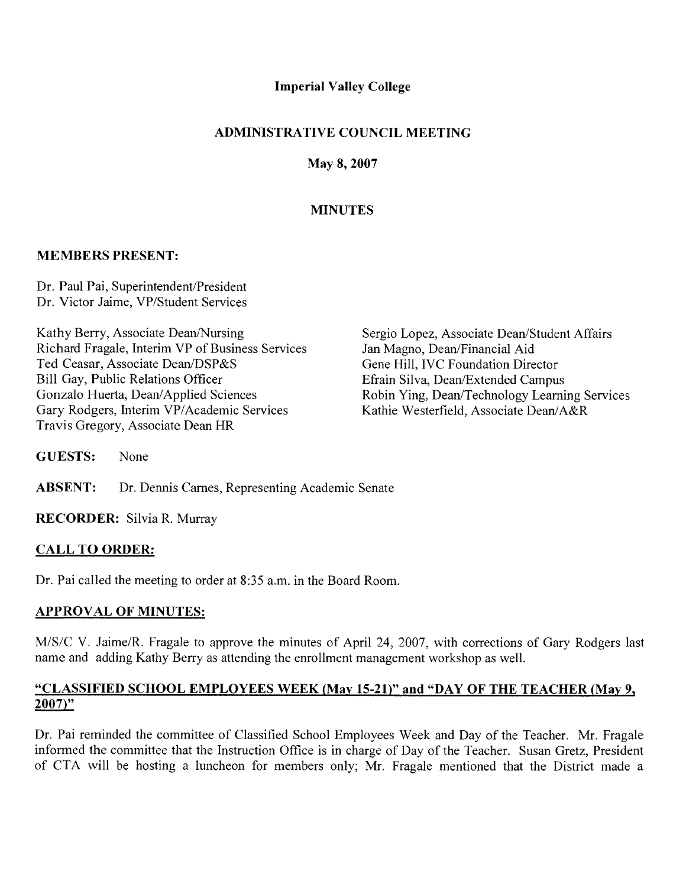**Imperial Valley College**

**ADMINISTRATIVE COUNCIL MEETING**

**May 8, 2007**

**MINUTES**

**MEMBERS PRESENT:**

Dr. Paul Pai, Superintendent/President
Dr. Victor Jaime, VP/Student Services

Kathy Berry, Associate Dean/Nursing
Richard Fragale, Interim VP of Business Services
Ted Ceasar, Associate Dean/DSP&S
Bill Gay, Public Relations Officer
Gonzalo Huerta, Dean/Applied Sciences
Gary Rodgers, Interim VP/Academic Services
Travis Gregory, Associate Dean HR
Sergio Lopez, Associate Dean/Student Affairs
Jan Magno, Dean/Financial Aid
Gene Hill, IVC Foundation Director
Efrain Silva, Dean/Extended Campus
Robin Ying, Dean/Technology Learning Services
Kathie Westerfield, Associate Dean/A&R

**GUESTS:** None

**ABSENT:** Dr. Dennis Carnes, Representing Academic Senate

**RECORDER:** Silvia R. Murray

**CALL TO ORDER:**

Dr. Pai called the meeting to order at 8:35 a.m. in the Board Room.

**APPROVAL OF MINUTES:**

M/S/C V. Jaime/R. Fragale to approve the minutes of April 24, 2007, with corrections of Gary Rodgers last name and adding Kathy Berry as attending the enrollment management workshop as well.

**"CLASSIFIED SCHOOL EMPLOYEES WEEK (May 15-21)" and "DAY OF THE TEACHER (May 9, 2007)"**

Dr. Pai reminded the committee of Classified School Employees Week and Day of the Teacher. Mr. Fragale informed the committee that the Instruction Office is in charge of Day of the Teacher. Susan Gretz, President of CTA will be hosting a luncheon for members only; Mr. Fragale mentioned that the District made a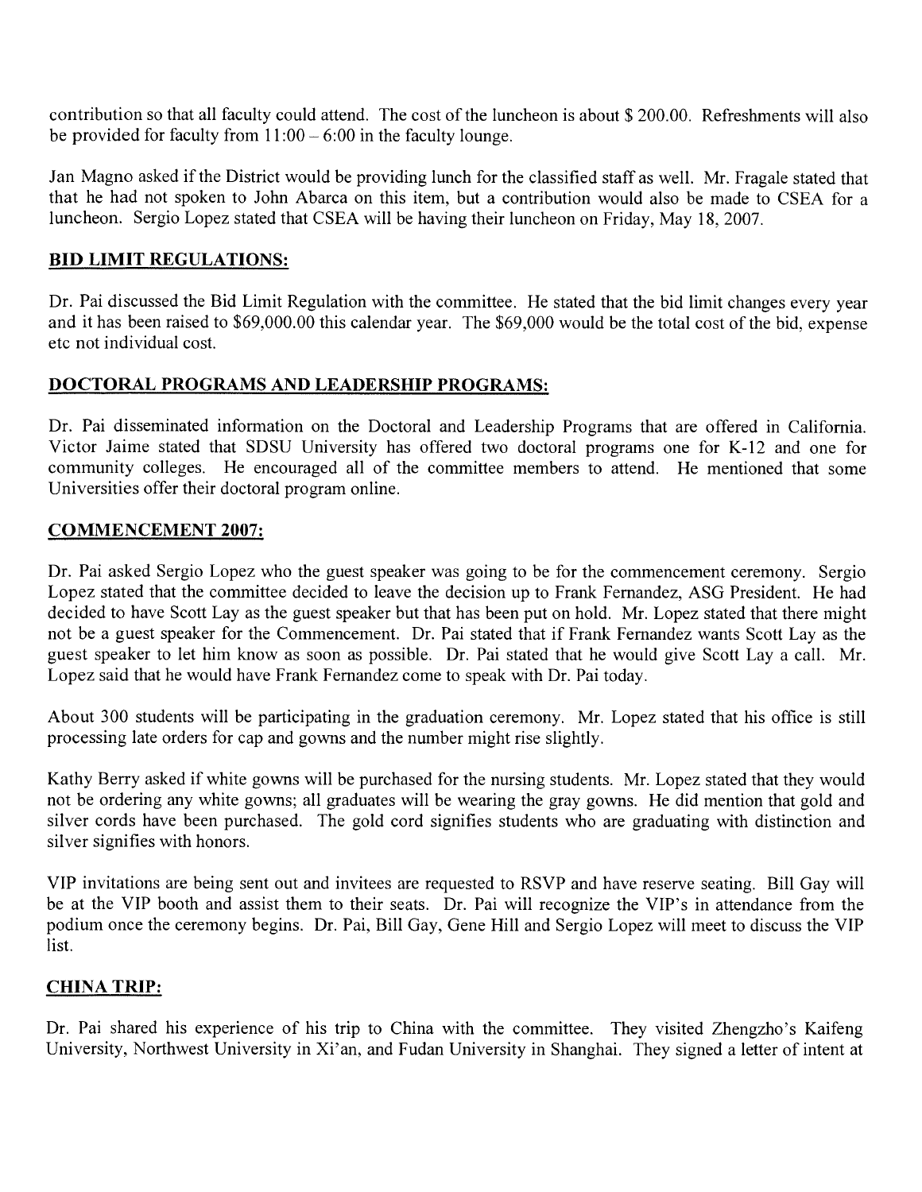contribution so that all faculty could attend. The cost of the luncheon is about $ 200.00. Refreshments will also be provided for faculty from 11:00 – 6:00 in the faculty lounge.

Jan Magno asked if the District would be providing lunch for the classified staff as well. Mr. Fragale stated that that he had not spoken to John Abarca on this item, but a contribution would also be made to CSEA for a luncheon. Sergio Lopez stated that CSEA will be having their luncheon on Friday, May 18, 2007.

## BID LIMIT REGULATIONS:

Dr. Pai discussed the Bid Limit Regulation with the committee. He stated that the bid limit changes every year and it has been raised to $69,000.00 this calendar year. The $69,000 would be the total cost of the bid, expense etc not individual cost.

## DOCTORAL PROGRAMS AND LEADERSHIP PROGRAMS:

Dr. Pai disseminated information on the Doctoral and Leadership Programs that are offered in California. Victor Jaime stated that SDSU University has offered two doctoral programs one for K-12 and one for community colleges. He encouraged all of the committee members to attend. He mentioned that some Universities offer their doctoral program online.

## COMMENCEMENT 2007:

Dr. Pai asked Sergio Lopez who the guest speaker was going to be for the commencement ceremony. Sergio Lopez stated that the committee decided to leave the decision up to Frank Fernandez, ASG President. He had decided to have Scott Lay as the guest speaker but that has been put on hold. Mr. Lopez stated that there might not be a guest speaker for the Commencement. Dr. Pai stated that if Frank Fernandez wants Scott Lay as the guest speaker to let him know as soon as possible. Dr. Pai stated that he would give Scott Lay a call. Mr. Lopez said that he would have Frank Fernandez come to speak with Dr. Pai today.

About 300 students will be participating in the graduation ceremony. Mr. Lopez stated that his office is still processing late orders for cap and gowns and the number might rise slightly.

Kathy Berry asked if white gowns will be purchased for the nursing students. Mr. Lopez stated that they would not be ordering any white gowns; all graduates will be wearing the gray gowns. He did mention that gold and silver cords have been purchased. The gold cord signifies students who are graduating with distinction and silver signifies with honors.

VIP invitations are being sent out and invitees are requested to RSVP and have reserve seating. Bill Gay will be at the VIP booth and assist them to their seats. Dr. Pai will recognize the VIP's in attendance from the podium once the ceremony begins. Dr. Pai, Bill Gay, Gene Hill and Sergio Lopez will meet to discuss the VIP list.

## CHINA TRIP:

Dr. Pai shared his experience of his trip to China with the committee. They visited Zhengzho's Kaifeng University, Northwest University in Xi'an, and Fudan University in Shanghai. They signed a letter of intent at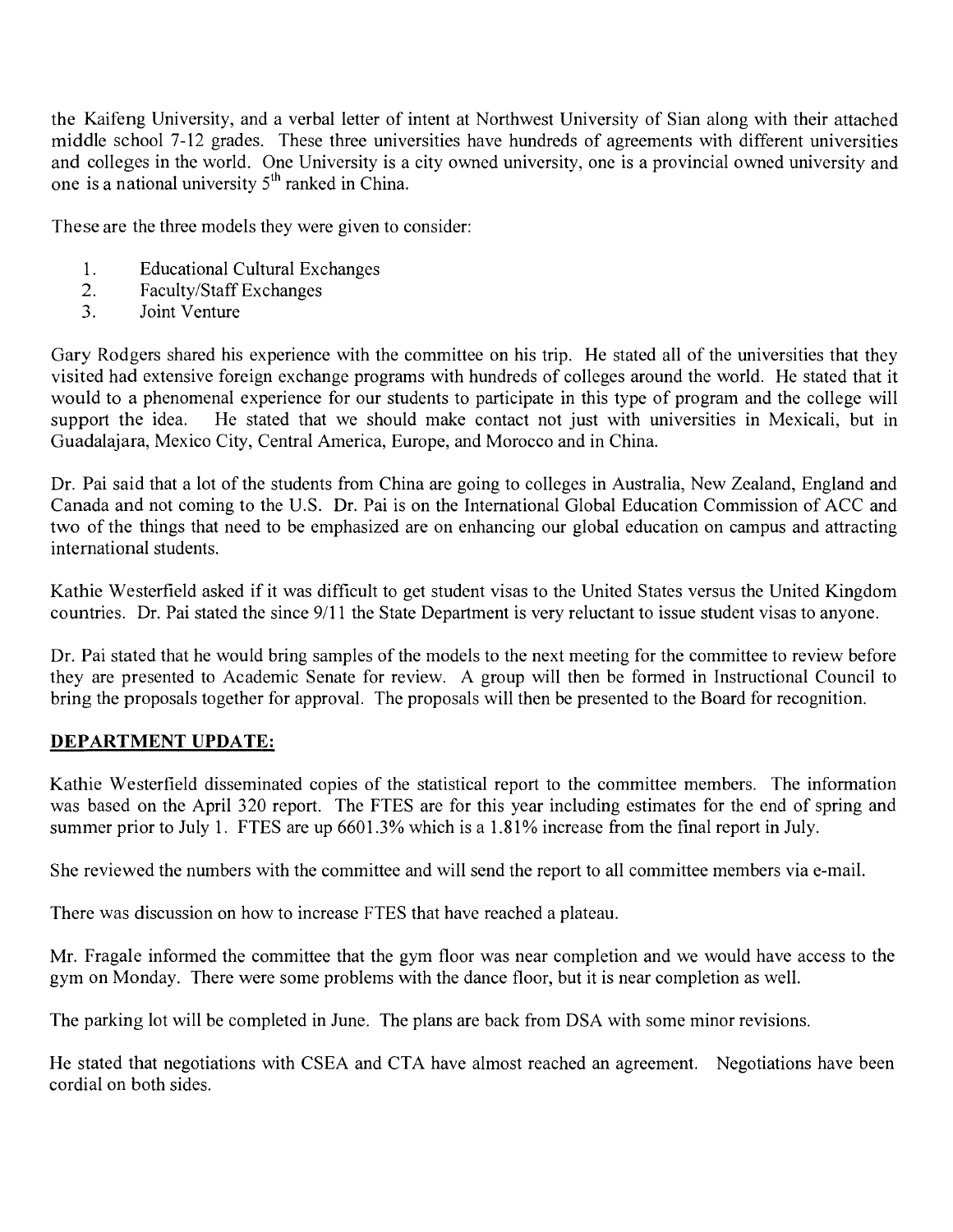the Kaifeng University, and a verbal letter of intent at Northwest University of Sian along with their attached middle school 7-12 grades. These three universities have hundreds of agreements with different universities and colleges in the world. One University is a city owned university, one is a provincial owned university and one is a national university 5th ranked in China.

These are the three models they were given to consider:

1. Educational Cultural Exchanges
2. Faculty/Staff Exchanges
3. Joint Venture

Gary Rodgers shared his experience with the committee on his trip. He stated all of the universities that they visited had extensive foreign exchange programs with hundreds of colleges around the world. He stated that it would to a phenomenal experience for our students to participate in this type of program and the college will support the idea. He stated that we should make contact not just with universities in Mexicali, but in Guadalajara, Mexico City, Central America, Europe, and Morocco and in China.

Dr. Pai said that a lot of the students from China are going to colleges in Australia, New Zealand, England and Canada and not coming to the U.S. Dr. Pai is on the International Global Education Commission of ACC and two of the things that need to be emphasized are on enhancing our global education on campus and attracting international students.

Kathie Westerfield asked if it was difficult to get student visas to the United States versus the United Kingdom countries. Dr. Pai stated the since 9/11 the State Department is very reluctant to issue student visas to anyone.

Dr. Pai stated that he would bring samples of the models to the next meeting for the committee to review before they are presented to Academic Senate for review. A group will then be formed in Instructional Council to bring the proposals together for approval. The proposals will then be presented to the Board for recognition.

## DEPARTMENT UPDATE:

Kathie Westerfield disseminated copies of the statistical report to the committee members. The information was based on the April 320 report. The FTES are for this year including estimates for the end of spring and summer prior to July 1. FTES are up 6601.3% which is a 1.81% increase from the final report in July.

She reviewed the numbers with the committee and will send the report to all committee members via e-mail.

There was discussion on how to increase FTES that have reached a plateau.

Mr. Fragale informed the committee that the gym floor was near completion and we would have access to the gym on Monday. There were some problems with the dance floor, but it is near completion as well.

The parking lot will be completed in June. The plans are back from DSA with some minor revisions.

He stated that negotiations with CSEA and CTA have almost reached an agreement. Negotiations have been cordial on both sides.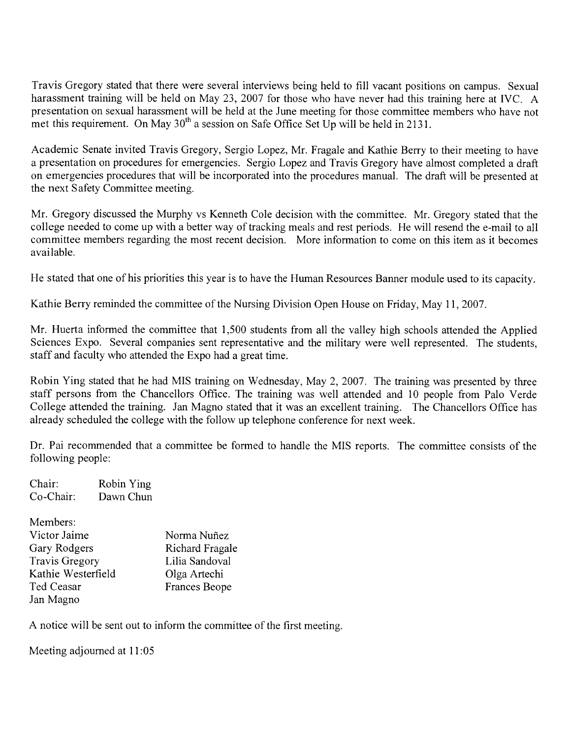Travis Gregory stated that there were several interviews being held to fill vacant positions on campus. Sexual harassment training will be held on May 23, 2007 for those who have never had this training here at IVC. A presentation on sexual harassment will be held at the June meeting for those committee members who have not met this requirement. On May 30th a session on Safe Office Set Up will be held in 2131.

Academic Senate invited Travis Gregory, Sergio Lopez, Mr. Fragale and Kathie Berry to their meeting to have a presentation on procedures for emergencies. Sergio Lopez and Travis Gregory have almost completed a draft on emergencies procedures that will be incorporated into the procedures manual. The draft will be presented at the next Safety Committee meeting.

Mr. Gregory discussed the Murphy vs Kenneth Cole decision with the committee. Mr. Gregory stated that the college needed to come up with a better way of tracking meals and rest periods. He will resend the e-mail to all committee members regarding the most recent decision. More information to come on this item as it becomes available.

He stated that one of his priorities this year is to have the Human Resources Banner module used to its capacity.

Kathie Berry reminded the committee of the Nursing Division Open House on Friday, May 11, 2007.

Mr. Huerta informed the committee that 1,500 students from all the valley high schools attended the Applied Sciences Expo. Several companies sent representative and the military were well represented. The students, staff and faculty who attended the Expo had a great time.

Robin Ying stated that he had MIS training on Wednesday, May 2, 2007. The training was presented by three staff persons from the Chancellors Office. The training was well attended and 10 people from Palo Verde College attended the training. Jan Magno stated that it was an excellent training. The Chancellors Office has already scheduled the college with the follow up telephone conference for next week.

Dr. Pai recommended that a committee be formed to handle the MIS reports. The committee consists of the following people:

Chair: Robin Ying
Co-Chair: Dawn Chun

Members:

| | |
|---|---|
| Victor Jaime | Norma Nuñez |
| Gary Rodgers | Richard Fragale |
| Travis Gregory | Lilia Sandoval |
| Kathie Westerfield | Olga Artechi |
| Ted Ceasar | Frances Beope |
| Jan Magno | |

A notice will be sent out to inform the committee of the first meeting.

Meeting adjourned at 11:05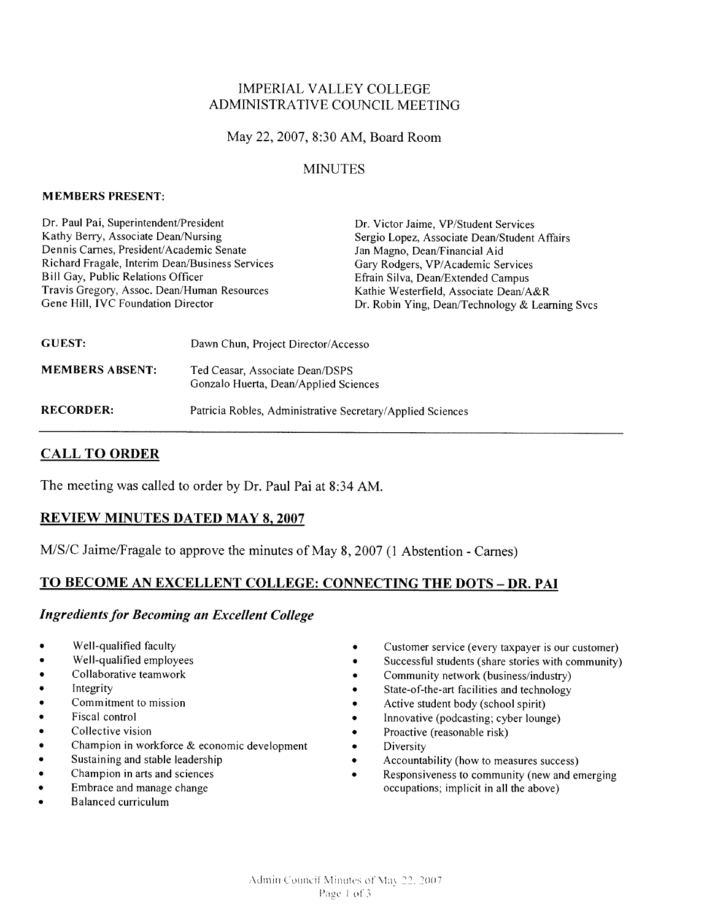# IMPERIAL VALLEY COLLEGE
# ADMINISTRATIVE COUNCIL MEETING

May 22, 2007, 8:30 AM, Board Room

MINUTES

**MEMBERS PRESENT:**

Dr. Paul Pai, Superintendent/President
Kathy Berry, Associate Dean/Nursing
Dennis Carnes, President/Academic Senate
Richard Fragale, Interim Dean/Business Services
Bill Gay, Public Relations Officer
Travis Gregory, Assoc. Dean/Human Resources
Gene Hill, IVC Foundation Director
Dr. Victor Jaime, VP/Student Services
Sergio Lopez, Associate Dean/Student Affairs
Jan Magno, Dean/Financial Aid
Gary Rodgers, VP/Academic Services
Efrain Silva, Dean/Extended Campus
Kathie Westerfield, Associate Dean/A&R
Dr. Robin Ying, Dean/Technology & Learning Svcs

| | |
|---|---|
| **GUEST:** | Dawn Chun, Project Director/Accesso |
| **MEMBERS ABSENT:** | Ted Ceasar, Associate Dean/DSPS<br>Gonzalo Huerta, Dean/Applied Sciences |
| **RECORDER:** | Patricia Robles, Administrative Secretary/Applied Sciences |

## CALL TO ORDER

The meeting was called to order by Dr. Paul Pai at 8:34 AM.

## REVIEW MINUTES DATED MAY 8, 2007

M/S/C Jaime/Fragale to approve the minutes of May 8, 2007 (1 Abstention - Carnes)

## TO BECOME AN EXCELLENT COLLEGE: CONNECTING THE DOTS – DR. PAI

### *Ingredients for Becoming an Excellent College*

- Well-qualified faculty
- Well-qualified employees
- Collaborative teamwork
- Integrity
- Commitment to mission
- Fiscal control
- Collective vision
- Champion in workforce & economic development
- Sustaining and stable leadership
- Champion in arts and sciences
- Embrace and manage change
- Balanced curriculum
- Customer service (every taxpayer is our customer)
- Successful students (share stories with community)
- Community network (business/industry)
- State-of-the-art facilities and technology
- Active student body (school spirit)
- Innovative (podcasting; cyber lounge)
- Proactive (reasonable risk)
- Diversity
- Accountability (how to measures success)
- Responsiveness to community (new and emerging occupations; implicit in all the above)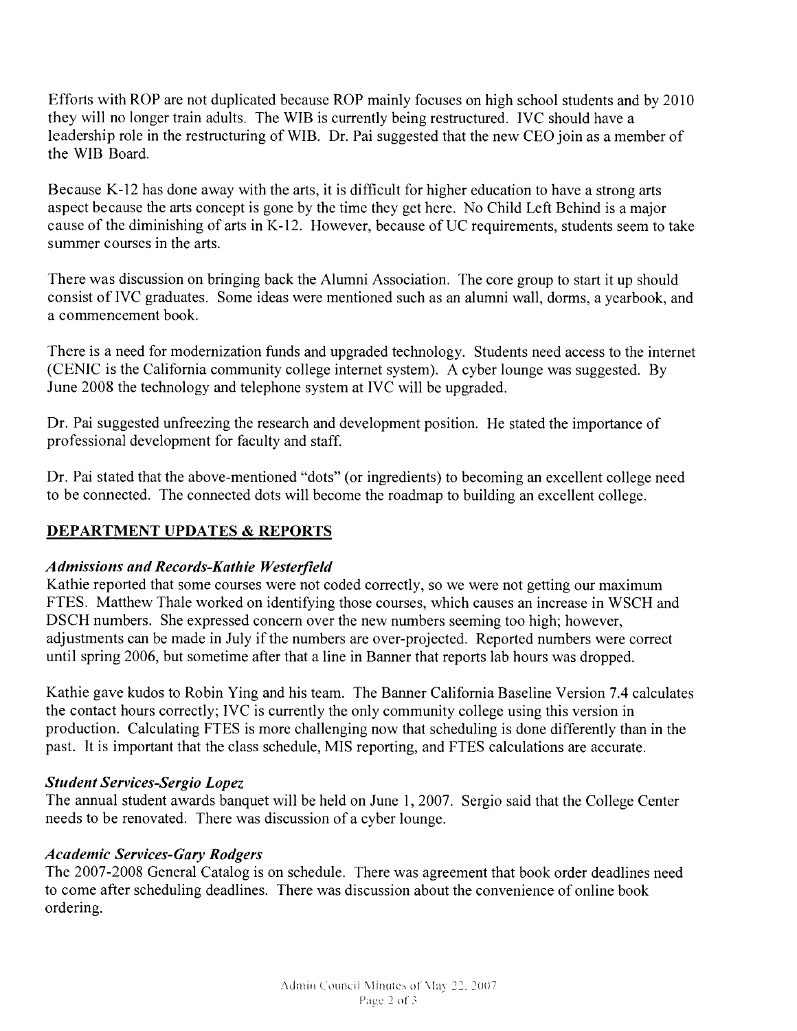Efforts with ROP are not duplicated because ROP mainly focuses on high school students and by 2010 they will no longer train adults. The WIB is currently being restructured. IVC should have a leadership role in the restructuring of WIB. Dr. Pai suggested that the new CEO join as a member of the WIB Board.

Because K-12 has done away with the arts, it is difficult for higher education to have a strong arts aspect because the arts concept is gone by the time they get here. No Child Left Behind is a major cause of the diminishing of arts in K-12. However, because of UC requirements, students seem to take summer courses in the arts.

There was discussion on bringing back the Alumni Association. The core group to start it up should consist of IVC graduates. Some ideas were mentioned such as an alumni wall, dorms, a yearbook, and a commencement book.

There is a need for modernization funds and upgraded technology. Students need access to the internet (CENIC is the California community college internet system). A cyber lounge was suggested. By June 2008 the technology and telephone system at IVC will be upgraded.

Dr. Pai suggested unfreezing the research and development position. He stated the importance of professional development for faculty and staff.

Dr. Pai stated that the above-mentioned "dots" (or ingredients) to becoming an excellent college need to be connected. The connected dots will become the roadmap to building an excellent college.

## DEPARTMENT UPDATES & REPORTS

### *Admissions and Records-Kathie Westerfield*

Kathie reported that some courses were not coded correctly, so we were not getting our maximum FTES. Matthew Thale worked on identifying those courses, which causes an increase in WSCH and DSCH numbers. She expressed concern over the new numbers seeming too high; however, adjustments can be made in July if the numbers are over-projected. Reported numbers were correct until spring 2006, but sometime after that a line in Banner that reports lab hours was dropped.

Kathie gave kudos to Robin Ying and his team. The Banner California Baseline Version 7.4 calculates the contact hours correctly; IVC is currently the only community college using this version in production. Calculating FTES is more challenging now that scheduling is done differently than in the past. It is important that the class schedule, MIS reporting, and FTES calculations are accurate.

### *Student Services-Sergio Lopez*

The annual student awards banquet will be held on June 1, 2007. Sergio said that the College Center needs to be renovated. There was discussion of a cyber lounge.

### *Academic Services-Gary Rodgers*

The 2007-2008 General Catalog is on schedule. There was agreement that book order deadlines need to come after scheduling deadlines. There was discussion about the convenience of online book ordering.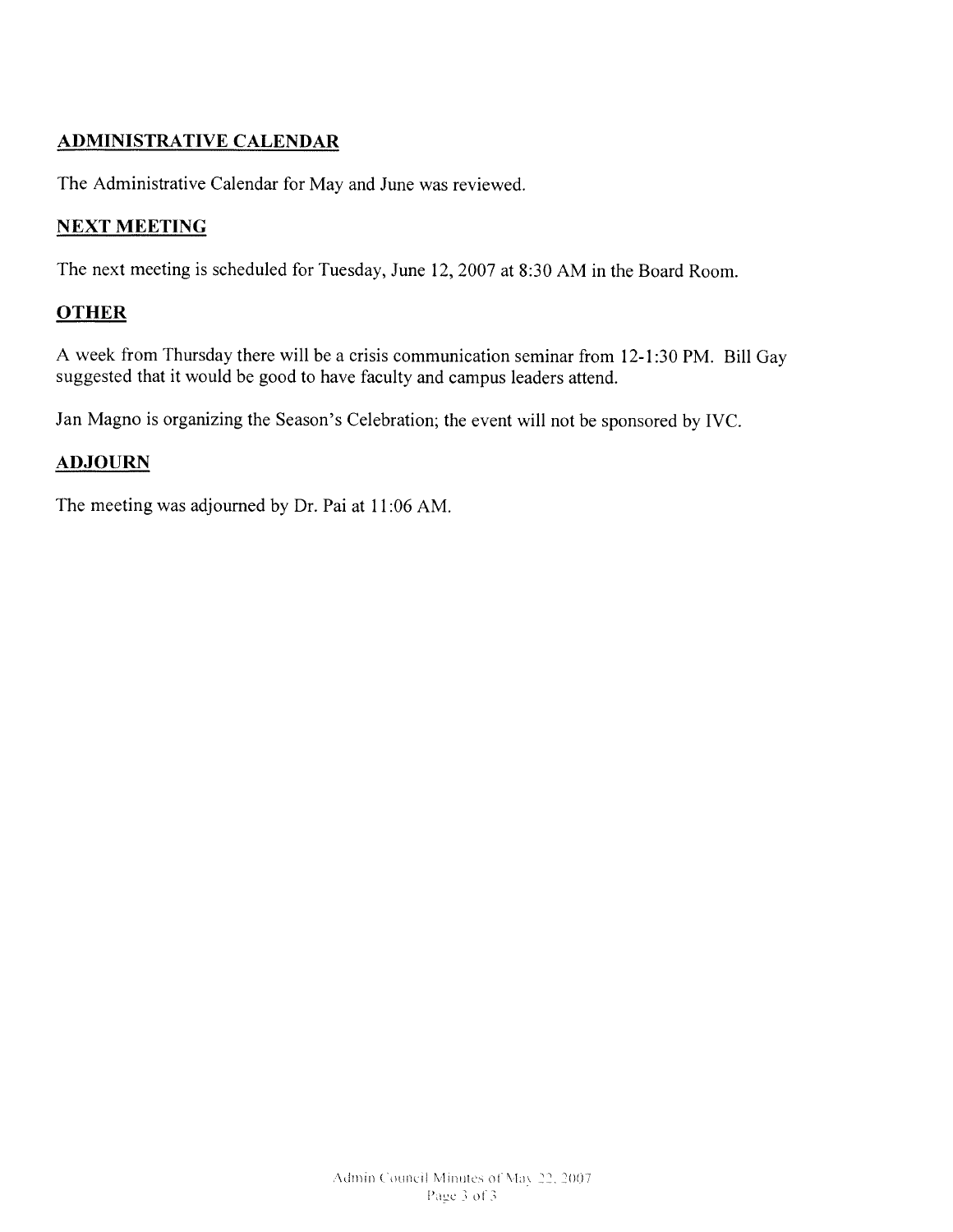## ADMINISTRATIVE CALENDAR

The Administrative Calendar for May and June was reviewed.

## NEXT MEETING

The next meeting is scheduled for Tuesday, June 12, 2007 at 8:30 AM in the Board Room.

## OTHER

A week from Thursday there will be a crisis communication seminar from 12-1:30 PM. Bill Gay suggested that it would be good to have faculty and campus leaders attend.

Jan Magno is organizing the Season's Celebration; the event will not be sponsored by IVC.

## ADJOURN

The meeting was adjourned by Dr. Pai at 11:06 AM.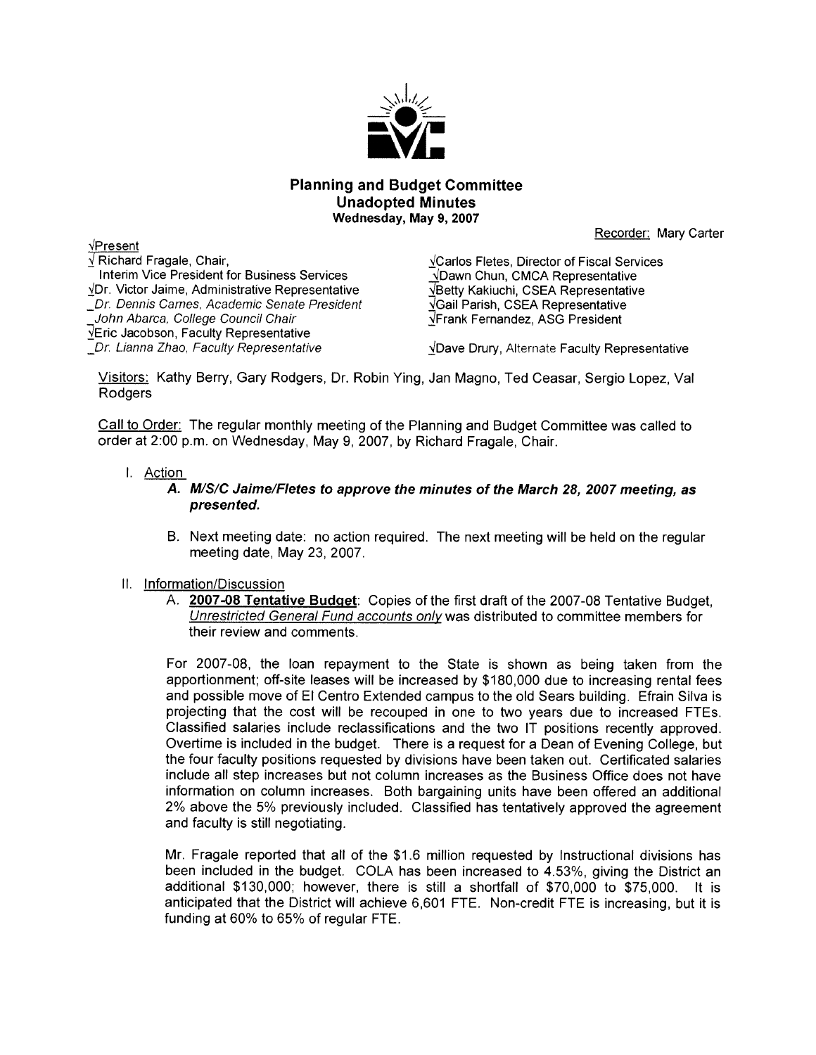# Planning and Budget Committee
## Unadopted Minutes
**Wednesday, May 9, 2007**

Recorder: Mary Carter

√Present

√ Richard Fragale, Chair, Interim Vice President for Business Services
√Dr. Victor Jaime, Administrative Representative
_Dr. Dennis Carnes, Academic Senate President
_John Abarca, College Council Chair
√Eric Jacobson, Faculty Representative
_Dr. Lianna Zhao, Faculty Representative
√Carlos Fletes, Director of Fiscal Services
√Dawn Chun, CMCA Representative
√Betty Kakiuchi, CSEA Representative
√Gail Parish, CSEA Representative
√Frank Fernandez, ASG President
√Dave Drury, Alternate Faculty Representative

Visitors: Kathy Berry, Gary Rodgers, Dr. Robin Ying, Jan Magno, Ted Ceasar, Sergio Lopez, Val Rodgers

Call to Order: The regular monthly meeting of the Planning and Budget Committee was called to order at 2:00 p.m. on Wednesday, May 9, 2007, by Richard Fragale, Chair.

I. Action

**A. *M/S/C Jaime/Fletes to approve the minutes of the March 28, 2007 meeting, as presented.***

B. Next meeting date: no action required. The next meeting will be held on the regular meeting date, May 23, 2007.

II. Information/Discussion

A. **2007-08 Tentative Budget**: Copies of the first draft of the 2007-08 Tentative Budget, *Unrestricted General Fund accounts only* was distributed to committee members for their review and comments.

For 2007-08, the loan repayment to the State is shown as being taken from the apportionment; off-site leases will be increased by $180,000 due to increasing rental fees and possible move of El Centro Extended campus to the old Sears building. Efrain Silva is projecting that the cost will be recouped in one to two years due to increased FTEs. Classified salaries include reclassifications and the two IT positions recently approved. Overtime is included in the budget. There is a request for a Dean of Evening College, but the four faculty positions requested by divisions have been taken out. Certificated salaries include all step increases but not column increases as the Business Office does not have information on column increases. Both bargaining units have been offered an additional 2% above the 5% previously included. Classified has tentatively approved the agreement and faculty is still negotiating.

Mr. Fragale reported that all of the $1.6 million requested by Instructional divisions has been included in the budget. COLA has been increased to 4.53%, giving the District an additional $130,000; however, there is still a shortfall of $70,000 to $75,000. It is anticipated that the District will achieve 6,601 FTE. Non-credit FTE is increasing, but it is funding at 60% to 65% of regular FTE.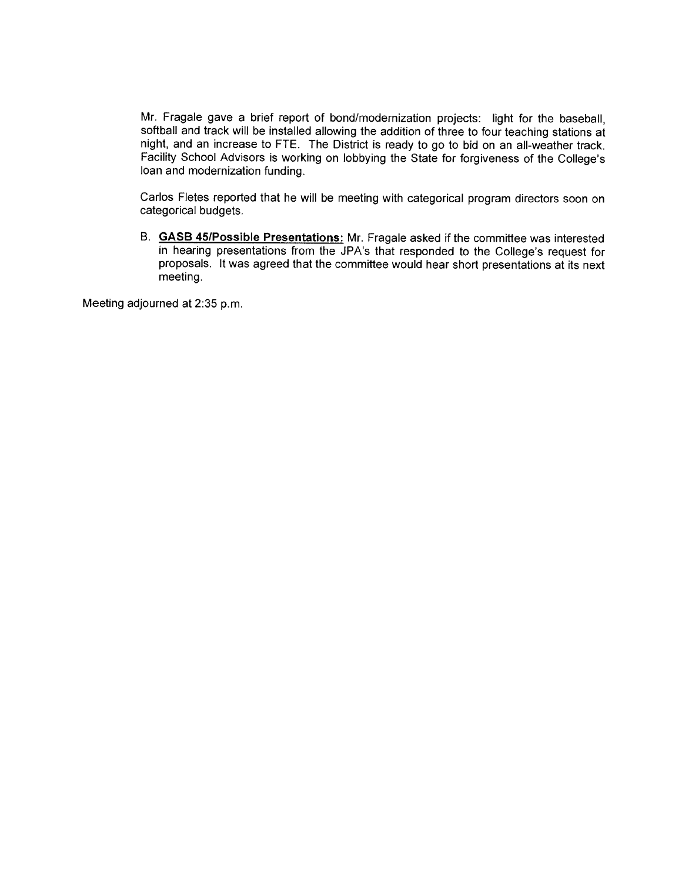Mr. Fragale gave a brief report of bond/modernization projects: light for the baseball, softball and track will be installed allowing the addition of three to four teaching stations at night, and an increase to FTE. The District is ready to go to bid on an all-weather track. Facility School Advisors is working on lobbying the State for forgiveness of the College's loan and modernization funding.

Carlos Fletes reported that he will be meeting with categorical program directors soon on categorical budgets.

B. **GASB 45/Possible Presentations:** Mr. Fragale asked if the committee was interested in hearing presentations from the JPA's that responded to the College's request for proposals. It was agreed that the committee would hear short presentations at its next meeting.

Meeting adjourned at 2:35 p.m.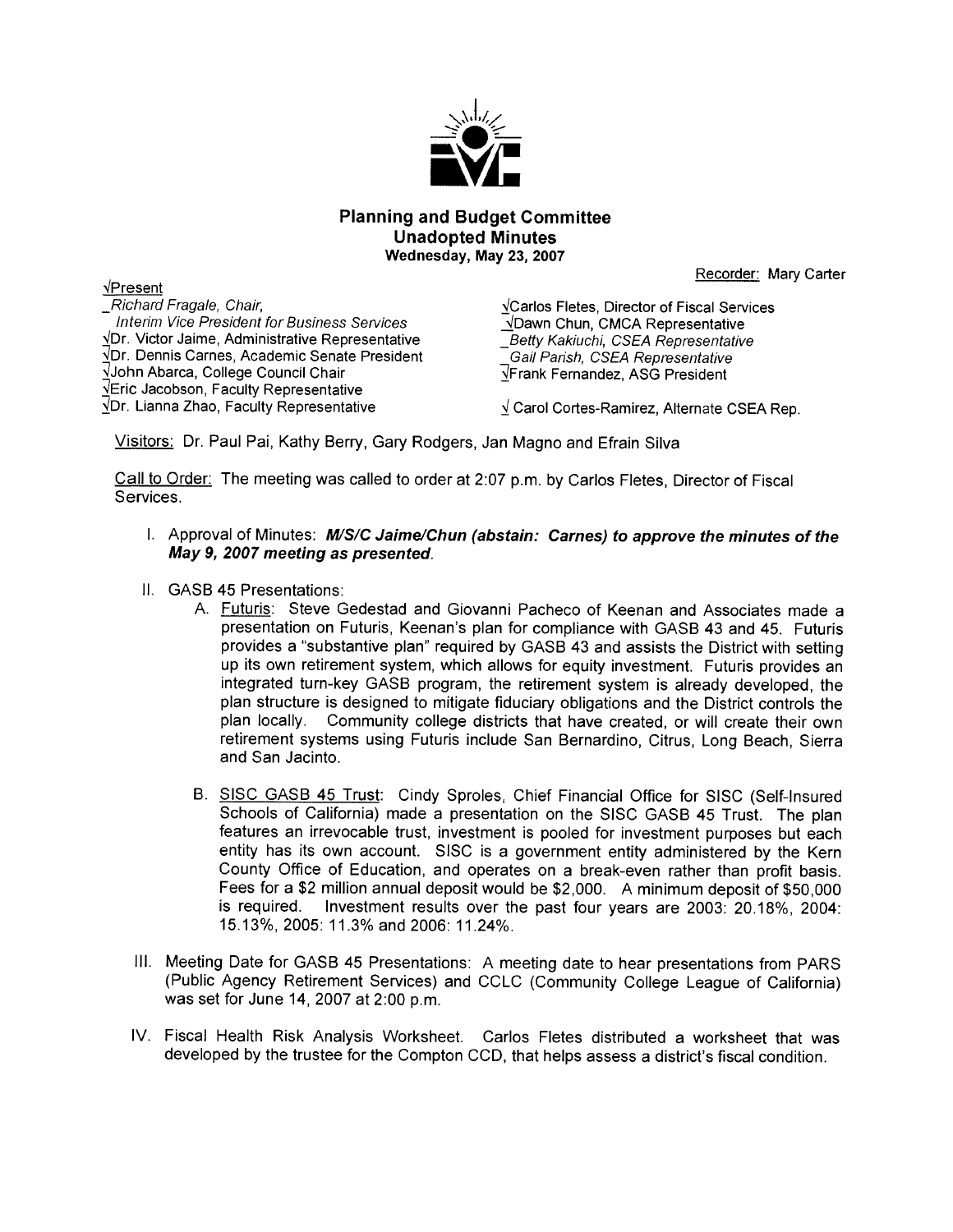## Planning and Budget Committee
## Unadopted Minutes
**Wednesday, May 23, 2007**

Recorder: Mary Carter

√Present

_Richard Fragale, Chair,
*Interim Vice President for Business Services*
√Dr. Victor Jaime, Administrative Representative
√Dr. Dennis Carnes, Academic Senate President
√John Abarca, College Council Chair
√Eric Jacobson, Faculty Representative
√Dr. Lianna Zhao, Faculty Representative

√Carlos Fletes, Director of Fiscal Services
√Dawn Chun, CMCA Representative
_*Betty Kakiuchi, CSEA Representative*
_*Gail Parish, CSEA Representative*
√Frank Fernandez, ASG President

√ Carol Cortes-Ramirez, Alternate CSEA Rep.

Visitors: Dr. Paul Pai, Kathy Berry, Gary Rodgers, Jan Magno and Efrain Silva

Call to Order: The meeting was called to order at 2:07 p.m. by Carlos Fletes, Director of Fiscal Services.

I. Approval of Minutes: ***M/S/C Jaime/Chun (abstain: Carnes) to approve the minutes of the May 9, 2007 meeting as presented.***

II. GASB 45 Presentations:

A. Futuris: Steve Gedestad and Giovanni Pacheco of Keenan and Associates made a presentation on Futuris, Keenan's plan for compliance with GASB 43 and 45. Futuris provides a "substantive plan" required by GASB 43 and assists the District with setting up its own retirement system, which allows for equity investment. Futuris provides an integrated turn-key GASB program, the retirement system is already developed, the plan structure is designed to mitigate fiduciary obligations and the District controls the plan locally. Community college districts that have created, or will create their own retirement systems using Futuris include San Bernardino, Citrus, Long Beach, Sierra and San Jacinto.

B. SISC GASB 45 Trust: Cindy Sproles, Chief Financial Office for SISC (Self-Insured Schools of California) made a presentation on the SISC GASB 45 Trust. The plan features an irrevocable trust, investment is pooled for investment purposes but each entity has its own account. SISC is a government entity administered by the Kern County Office of Education, and operates on a break-even rather than profit basis. Fees for a $2 million annual deposit would be $2,000. A minimum deposit of $50,000 is required. Investment results over the past four years are 2003: 20.18%, 2004: 15.13%, 2005: 11.3% and 2006: 11.24%.

III. Meeting Date for GASB 45 Presentations: A meeting date to hear presentations from PARS (Public Agency Retirement Services) and CCLC (Community College League of California) was set for June 14, 2007 at 2:00 p.m.

IV. Fiscal Health Risk Analysis Worksheet. Carlos Fletes distributed a worksheet that was developed by the trustee for the Compton CCD, that helps assess a district's fiscal condition.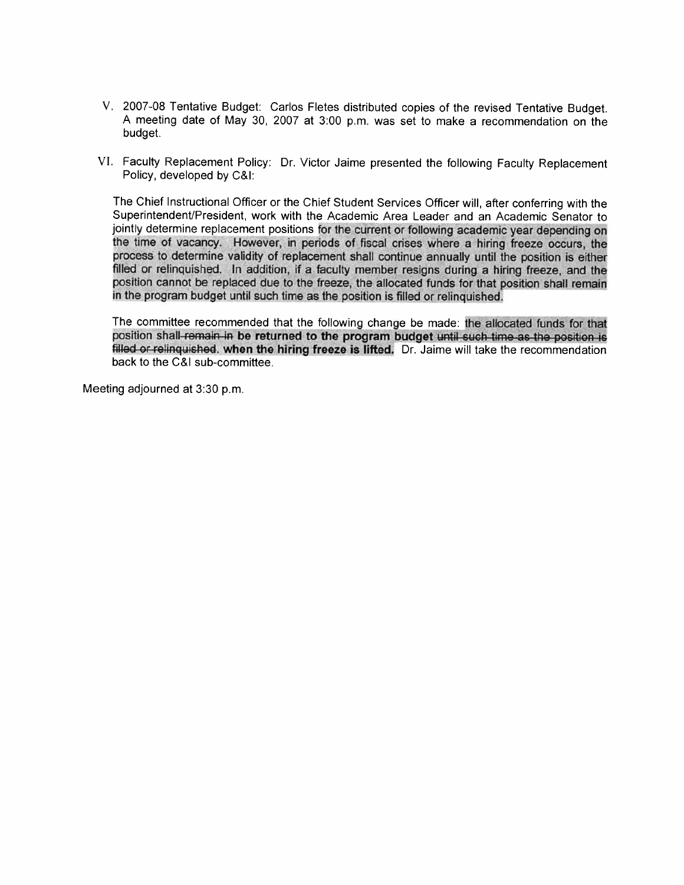V. 2007-08 Tentative Budget: Carlos Fletes distributed copies of the revised Tentative Budget. A meeting date of May 30, 2007 at 3:00 p.m. was set to make a recommendation on the budget.

VI. Faculty Replacement Policy: Dr. Victor Jaime presented the following Faculty Replacement Policy, developed by C&I:

The Chief Instructional Officer or the Chief Student Services Officer will, after conferring with the Superintendent/President, work with the Academic Area Leader and an Academic Senator to jointly determine replacement positions for the current or following academic year depending on the time of vacancy. However, in periods of fiscal crises where a hiring freeze occurs, the process to determine validity of replacement shall continue annually until the position is either filled or relinquished. In addition, if a faculty member resigns during a hiring freeze, and the position cannot be replaced due to the freeze, the allocated funds for that position shall remain in the program budget until such time as the position is filled or relinquished.

The committee recommended that the following change be made: the allocated funds for that position shall ~~remain in~~ **be returned to the program budget** ~~until such time as the position is filled or relinquished~~. **when the hiring freeze is lifted.** Dr. Jaime will take the recommendation back to the C&I sub-committee.

Meeting adjourned at 3:30 p.m.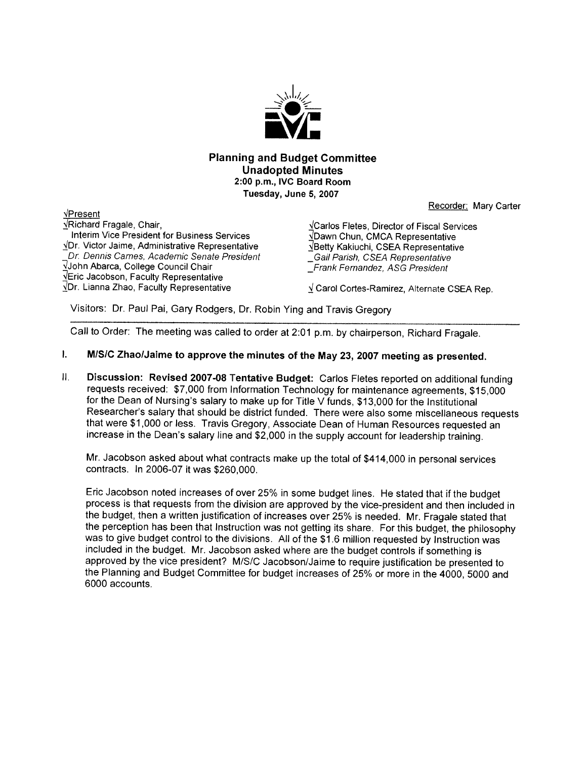**Planning and Budget Committee**
**Unadopted Minutes**
**2:00 p.m., IVC Board Room**
**Tuesday, June 5, 2007**

Recorder: Mary Carter

√Present
√Richard Fragale, Chair,
Interim Vice President for Business Services
√Dr. Victor Jaime, Administrative Representative
_*Dr. Dennis Cames, Academic Senate President*
√John Abarca, College Council Chair
√Eric Jacobson, Faculty Representative
√Dr. Lianna Zhao, Faculty Representative

√Carlos Fletes, Director of Fiscal Services
√Dawn Chun, CMCA Representative
√Betty Kakiuchi, CSEA Representative
_*Gail Parish, CSEA Representative*
_*Frank Fernandez, ASG President*

√ Carol Cortes-Ramirez, Alternate CSEA Rep.

Visitors: Dr. Paul Pai, Gary Rodgers, Dr. Robin Ying and Travis Gregory

Call to Order: The meeting was called to order at 2:01 p.m. by chairperson, Richard Fragale.

I. **M/S/C Zhao/Jaime to approve the minutes of the May 23, 2007 meeting as presented.**

II. **Discussion: Revised 2007-08 Tentative Budget:** Carlos Fletes reported on additional funding requests received: $7,000 from Information Technology for maintenance agreements, $15,000 for the Dean of Nursing's salary to make up for Title V funds, $13,000 for the Institutional Researcher's salary that should be district funded. There were also some miscellaneous requests that were $1,000 or less. Travis Gregory, Associate Dean of Human Resources requested an increase in the Dean's salary line and $2,000 in the supply account for leadership training.

Mr. Jacobson asked about what contracts make up the total of $414,000 in personal services contracts. In 2006-07 it was $260,000.

Eric Jacobson noted increases of over 25% in some budget lines. He stated that if the budget process is that requests from the division are approved by the vice-president and then included in the budget, then a written justification of increases over 25% is needed. Mr. Fragale stated that the perception has been that Instruction was not getting its share. For this budget, the philosophy was to give budget control to the divisions. All of the $1.6 million requested by Instruction was included in the budget. Mr. Jacobson asked where are the budget controls if something is approved by the vice president? M/S/C Jacobson/Jaime to require justification be presented to the Planning and Budget Committee for budget increases of 25% or more in the 4000, 5000 and 6000 accounts.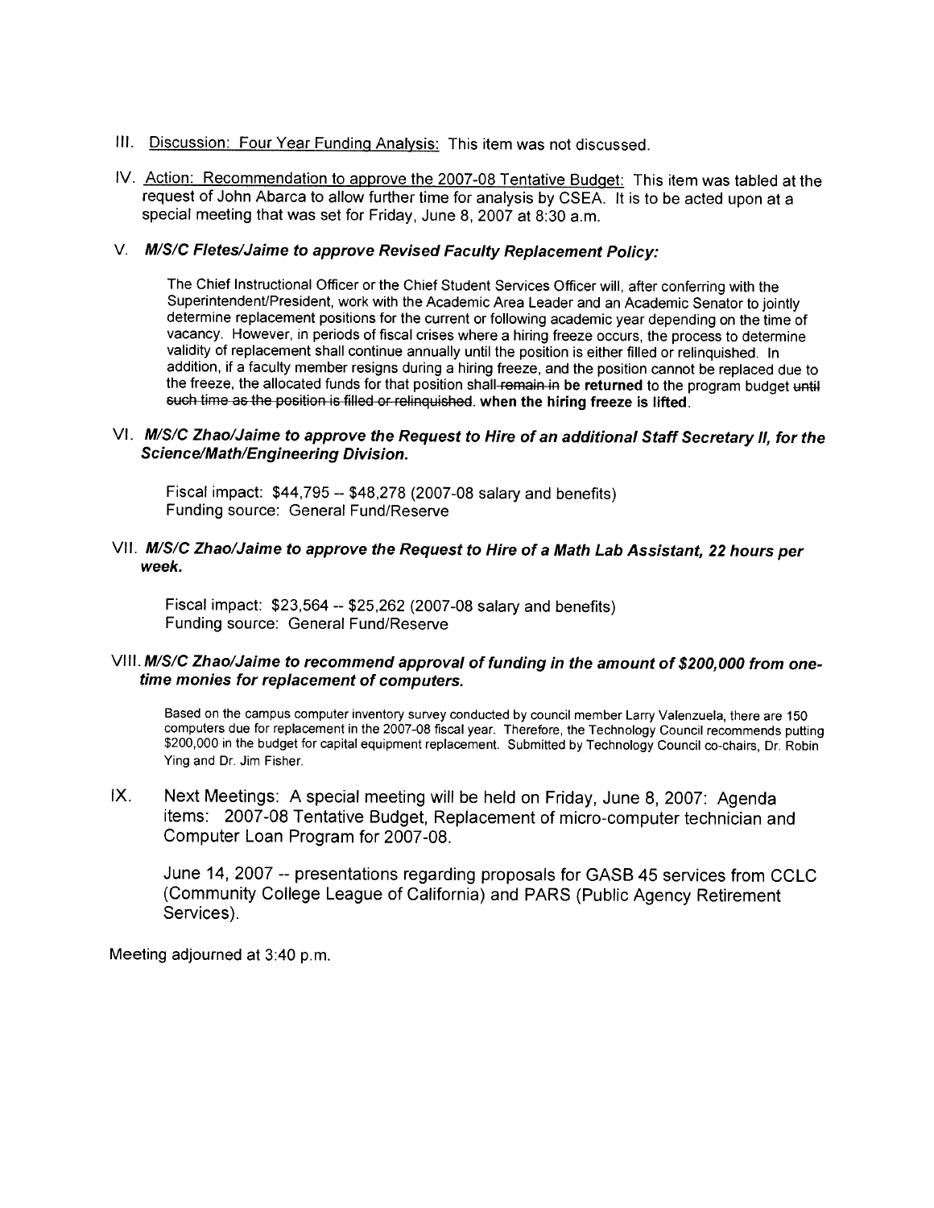III. Discussion: Four Year Funding Analysis: This item was not discussed.

IV. Action: Recommendation to approve the 2007-08 Tentative Budget: This item was tabled at the request of John Abarca to allow further time for analysis by CSEA. It is to be acted upon at a special meeting that was set for Friday, June 8, 2007 at 8:30 a.m.

V. ***M/S/C Fletes/Jaime to approve Revised Faculty Replacement Policy:***

> The Chief Instructional Officer or the Chief Student Services Officer will, after conferring with the Superintendent/President, work with the Academic Area Leader and an Academic Senator to jointly determine replacement positions for the current or following academic year depending on the time of vacancy. However, in periods of fiscal crises where a hiring freeze occurs, the process to determine validity of replacement shall continue annually until the position is either filled or relinquished. In addition, if a faculty member resigns during a hiring freeze, and the position cannot be replaced due to the freeze, the allocated funds for that position shall ~~remain in~~ **be returned** to the program budget ~~until such time as the position is filled or relinquished~~. **when the hiring freeze is lifted**.

VI. ***M/S/C Zhao/Jaime to approve the Request to Hire of an additional Staff Secretary II, for the Science/Math/Engineering Division.***

> Fiscal impact: $44,795 -- $48,278 (2007-08 salary and benefits)
> Funding source: General Fund/Reserve

VII. ***M/S/C Zhao/Jaime to approve the Request to Hire of a Math Lab Assistant, 22 hours per week.***

> Fiscal impact: $23,564 -- $25,262 (2007-08 salary and benefits)
> Funding source: General Fund/Reserve

VIII. ***M/S/C Zhao/Jaime to recommend approval of funding in the amount of $200,000 from one-time monies for replacement of computers.***

> Based on the campus computer inventory survey conducted by council member Larry Valenzuela, there are 150 computers due for replacement in the 2007-08 fiscal year. Therefore, the Technology Council recommends putting $200,000 in the budget for capital equipment replacement. Submitted by Technology Council co-chairs, Dr. Robin Ying and Dr. Jim Fisher.

IX. Next Meetings: A special meeting will be held on Friday, June 8, 2007: Agenda items: 2007-08 Tentative Budget, Replacement of micro-computer technician and Computer Loan Program for 2007-08.

June 14, 2007 -- presentations regarding proposals for GASB 45 services from CCLC (Community College League of California) and PARS (Public Agency Retirement Services).

Meeting adjourned at 3:40 p.m.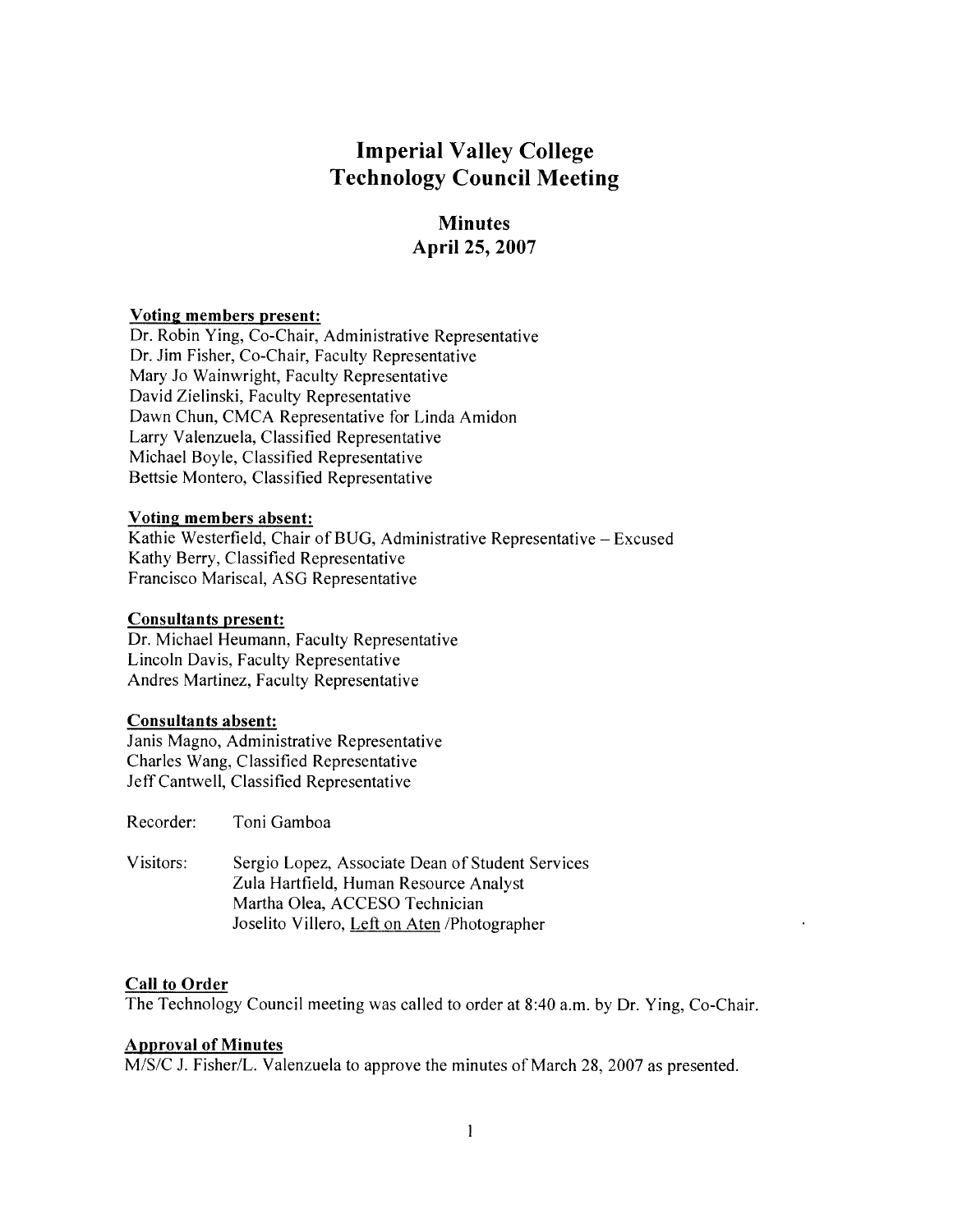# Imperial Valley College
# Technology Council Meeting

## Minutes
## April 25, 2007

**Voting members present:**

Dr. Robin Ying, Co-Chair, Administrative Representative
Dr. Jim Fisher, Co-Chair, Faculty Representative
Mary Jo Wainwright, Faculty Representative
David Zielinski, Faculty Representative
Dawn Chun, CMCA Representative for Linda Amidon
Larry Valenzuela, Classified Representative
Michael Boyle, Classified Representative
Bettsie Montero, Classified Representative

**Voting members absent:**

Kathie Westerfield, Chair of BUG, Administrative Representative – Excused
Kathy Berry, Classified Representative
Francisco Mariscal, ASG Representative

**Consultants present:**

Dr. Michael Heumann, Faculty Representative
Lincoln Davis, Faculty Representative
Andres Martinez, Faculty Representative

**Consultants absent:**

Janis Magno, Administrative Representative
Charles Wang, Classified Representative
Jeff Cantwell, Classified Representative

Recorder: Toni Gamboa

Visitors: Sergio Lopez, Associate Dean of Student Services
Zula Hartfield, Human Resource Analyst
Martha Olea, ACCESO Technician
Joselito Villero, Left on Aten /Photographer

**Call to Order**

The Technology Council meeting was called to order at 8:40 a.m. by Dr. Ying, Co-Chair.

**Approval of Minutes**

M/S/C J. Fisher/L. Valenzuela to approve the minutes of March 28, 2007 as presented.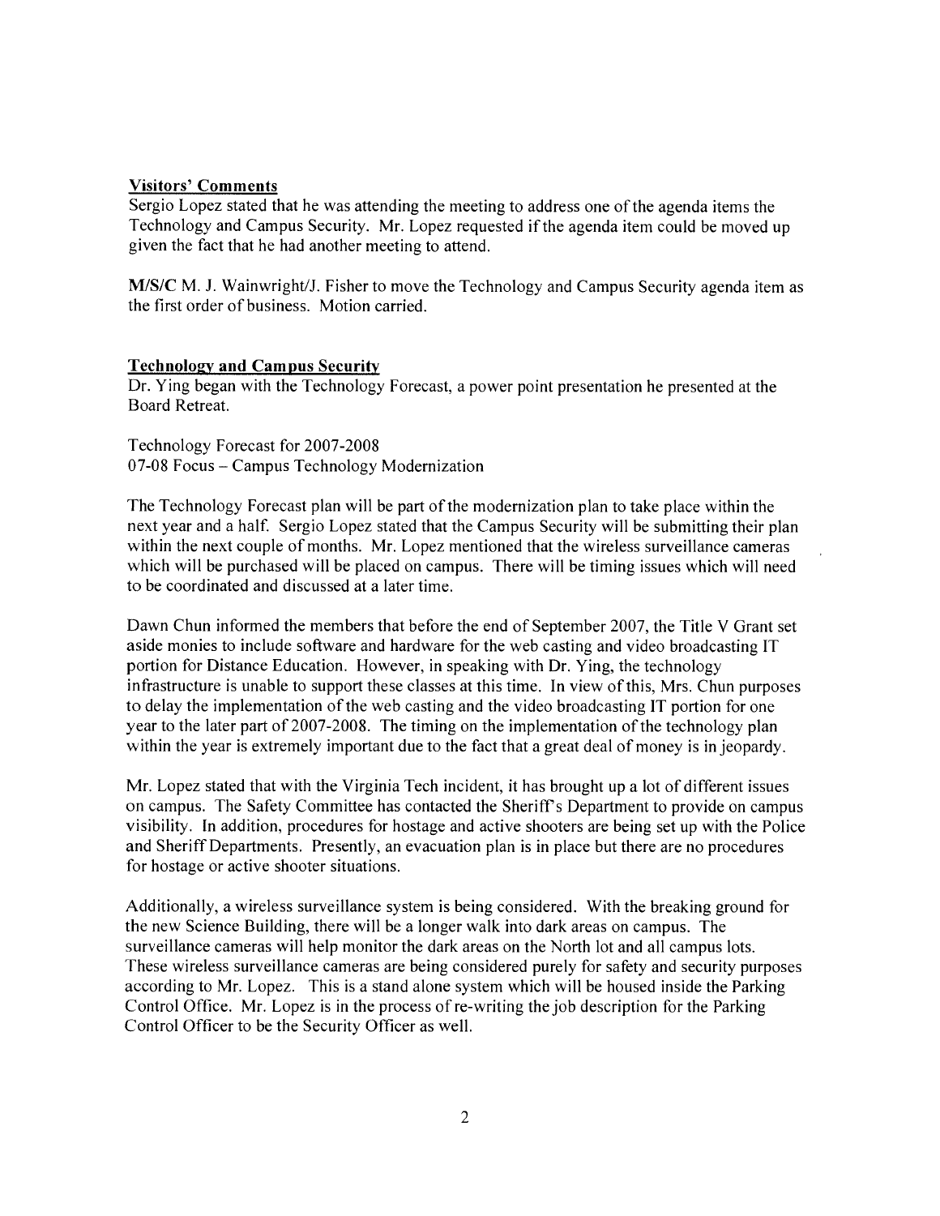**Visitors' Comments**

Sergio Lopez stated that he was attending the meeting to address one of the agenda items the Technology and Campus Security. Mr. Lopez requested if the agenda item could be moved up given the fact that he had another meeting to attend.

**M/S/C** M. J. Wainwright/J. Fisher to move the Technology and Campus Security agenda item as the first order of business. Motion carried.

**Technology and Campus Security**

Dr. Ying began with the Technology Forecast, a power point presentation he presented at the Board Retreat.

Technology Forecast for 2007-2008
07-08 Focus – Campus Technology Modernization

The Technology Forecast plan will be part of the modernization plan to take place within the next year and a half. Sergio Lopez stated that the Campus Security will be submitting their plan within the next couple of months. Mr. Lopez mentioned that the wireless surveillance cameras which will be purchased will be placed on campus. There will be timing issues which will need to be coordinated and discussed at a later time.

Dawn Chun informed the members that before the end of September 2007, the Title V Grant set aside monies to include software and hardware for the web casting and video broadcasting IT portion for Distance Education. However, in speaking with Dr. Ying, the technology infrastructure is unable to support these classes at this time. In view of this, Mrs. Chun purposes to delay the implementation of the web casting and the video broadcasting IT portion for one year to the later part of 2007-2008. The timing on the implementation of the technology plan within the year is extremely important due to the fact that a great deal of money is in jeopardy.

Mr. Lopez stated that with the Virginia Tech incident, it has brought up a lot of different issues on campus. The Safety Committee has contacted the Sheriff's Department to provide on campus visibility. In addition, procedures for hostage and active shooters are being set up with the Police and Sheriff Departments. Presently, an evacuation plan is in place but there are no procedures for hostage or active shooter situations.

Additionally, a wireless surveillance system is being considered. With the breaking ground for the new Science Building, there will be a longer walk into dark areas on campus. The surveillance cameras will help monitor the dark areas on the North lot and all campus lots. These wireless surveillance cameras are being considered purely for safety and security purposes according to Mr. Lopez. This is a stand alone system which will be housed inside the Parking Control Office. Mr. Lopez is in the process of re-writing the job description for the Parking Control Officer to be the Security Officer as well.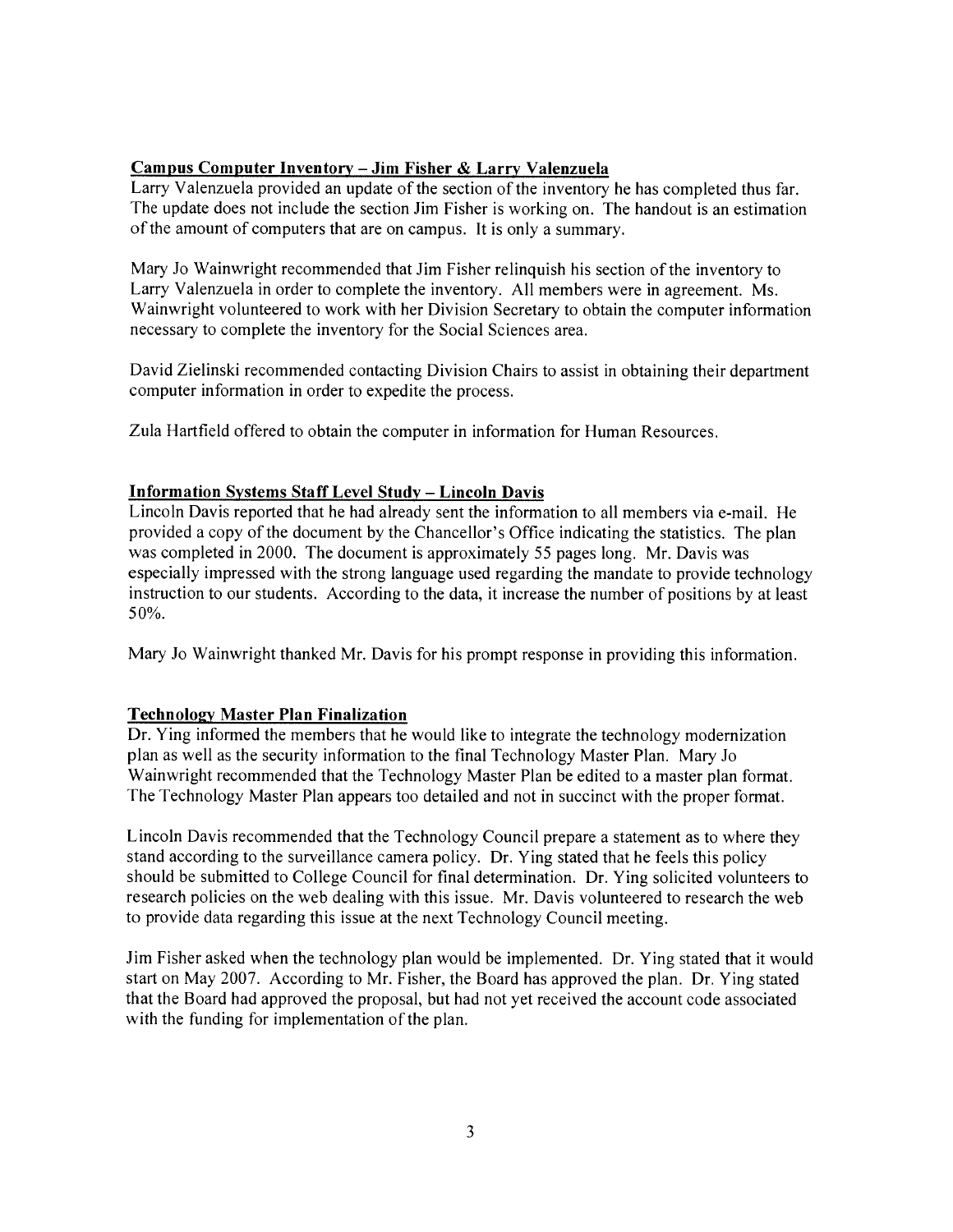**Campus Computer Inventory – Jim Fisher & Larry Valenzuela**

Larry Valenzuela provided an update of the section of the inventory he has completed thus far. The update does not include the section Jim Fisher is working on. The handout is an estimation of the amount of computers that are on campus. It is only a summary.

Mary Jo Wainwright recommended that Jim Fisher relinquish his section of the inventory to Larry Valenzuela in order to complete the inventory. All members were in agreement. Ms. Wainwright volunteered to work with her Division Secretary to obtain the computer information necessary to complete the inventory for the Social Sciences area.

David Zielinski recommended contacting Division Chairs to assist in obtaining their department computer information in order to expedite the process.

Zula Hartfield offered to obtain the computer in information for Human Resources.

**Information Systems Staff Level Study – Lincoln Davis**

Lincoln Davis reported that he had already sent the information to all members via e-mail. He provided a copy of the document by the Chancellor's Office indicating the statistics. The plan was completed in 2000. The document is approximately 55 pages long. Mr. Davis was especially impressed with the strong language used regarding the mandate to provide technology instruction to our students. According to the data, it increase the number of positions by at least 50%.

Mary Jo Wainwright thanked Mr. Davis for his prompt response in providing this information.

**Technology Master Plan Finalization**

Dr. Ying informed the members that he would like to integrate the technology modernization plan as well as the security information to the final Technology Master Plan. Mary Jo Wainwright recommended that the Technology Master Plan be edited to a master plan format. The Technology Master Plan appears too detailed and not in succinct with the proper format.

Lincoln Davis recommended that the Technology Council prepare a statement as to where they stand according to the surveillance camera policy. Dr. Ying stated that he feels this policy should be submitted to College Council for final determination. Dr. Ying solicited volunteers to research policies on the web dealing with this issue. Mr. Davis volunteered to research the web to provide data regarding this issue at the next Technology Council meeting.

Jim Fisher asked when the technology plan would be implemented. Dr. Ying stated that it would start on May 2007. According to Mr. Fisher, the Board has approved the plan. Dr. Ying stated that the Board had approved the proposal, but had not yet received the account code associated with the funding for implementation of the plan.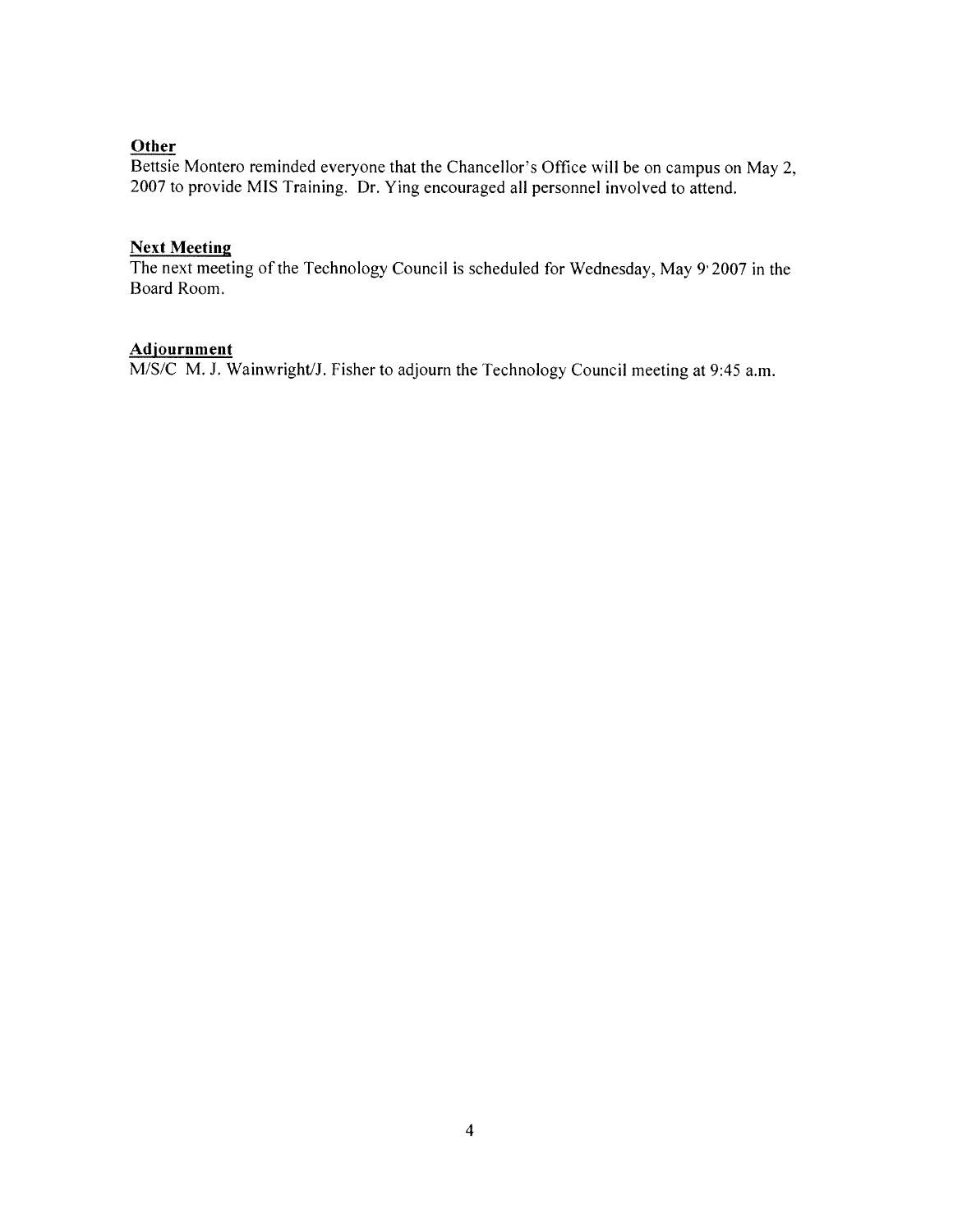**Other**

Bettsie Montero reminded everyone that the Chancellor's Office will be on campus on May 2, 2007 to provide MIS Training. Dr. Ying encouraged all personnel involved to attend.

**Next Meeting**

The next meeting of the Technology Council is scheduled for Wednesday, May 9' 2007 in the Board Room.

**Adjournment**

M/S/C M. J. Wainwright/J. Fisher to adjourn the Technology Council meeting at 9:45 a.m.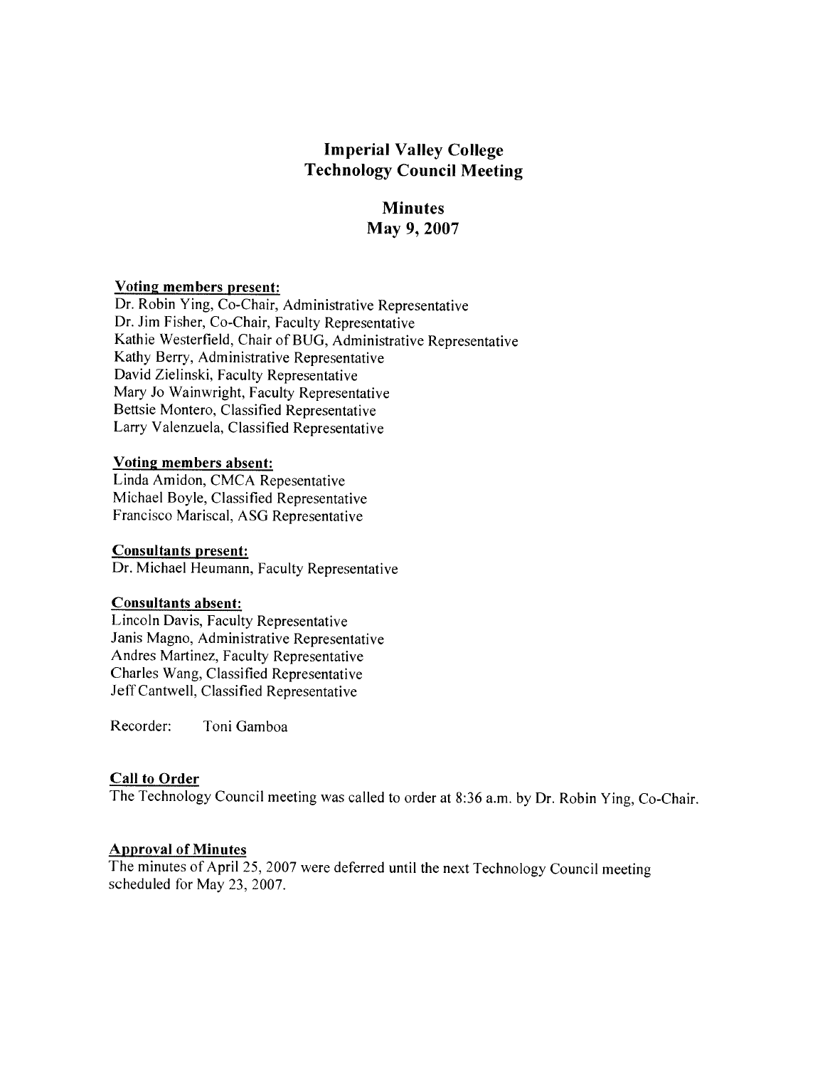# Imperial Valley College
# Technology Council Meeting

## Minutes
## May 9, 2007

**Voting members present:**

Dr. Robin Ying, Co-Chair, Administrative Representative
Dr. Jim Fisher, Co-Chair, Faculty Representative
Kathie Westerfield, Chair of BUG, Administrative Representative
Kathy Berry, Administrative Representative
David Zielinski, Faculty Representative
Mary Jo Wainwright, Faculty Representative
Bettsie Montero, Classified Representative
Larry Valenzuela, Classified Representative

**Voting members absent:**

Linda Amidon, CMCA Repesentative
Michael Boyle, Classified Representative
Francisco Mariscal, ASG Representative

**Consultants present:**

Dr. Michael Heumann, Faculty Representative

**Consultants absent:**

Lincoln Davis, Faculty Representative
Janis Magno, Administrative Representative
Andres Martinez, Faculty Representative
Charles Wang, Classified Representative
Jeff Cantwell, Classified Representative

Recorder: Toni Gamboa

**Call to Order**

The Technology Council meeting was called to order at 8:36 a.m. by Dr. Robin Ying, Co-Chair.

**Approval of Minutes**

The minutes of April 25, 2007 were deferred until the next Technology Council meeting scheduled for May 23, 2007.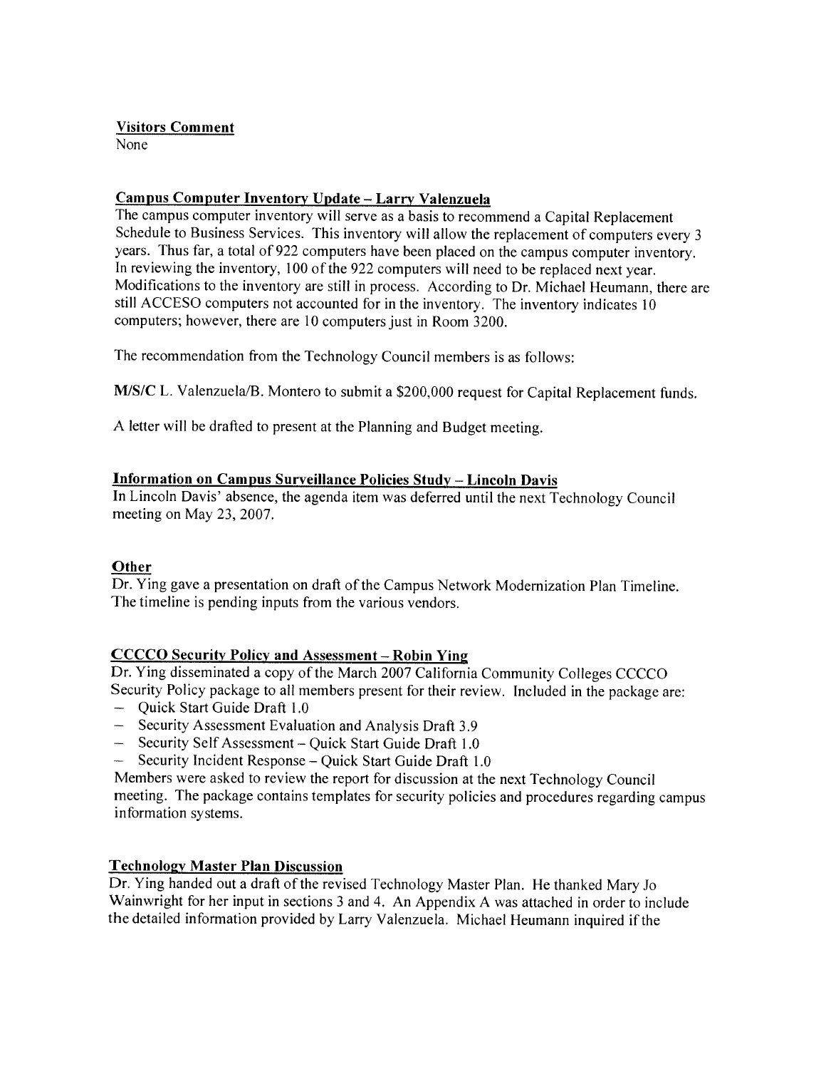**Visitors Comment**

None

**Campus Computer Inventory Update – Larry Valenzuela**

The campus computer inventory will serve as a basis to recommend a Capital Replacement Schedule to Business Services. This inventory will allow the replacement of computers every 3 years. Thus far, a total of 922 computers have been placed on the campus computer inventory. In reviewing the inventory, 100 of the 922 computers will need to be replaced next year. Modifications to the inventory are still in process. According to Dr. Michael Heumann, there are still ACCESO computers not accounted for in the inventory. The inventory indicates 10 computers; however, there are 10 computers just in Room 3200.

The recommendation from the Technology Council members is as follows:

**M/S/C** L. Valenzuela/B. Montero to submit a $200,000 request for Capital Replacement funds.

A letter will be drafted to present at the Planning and Budget meeting.

**Information on Campus Surveillance Policies Study – Lincoln Davis**

In Lincoln Davis' absence, the agenda item was deferred until the next Technology Council meeting on May 23, 2007.

**Other**

Dr. Ying gave a presentation on draft of the Campus Network Modernization Plan Timeline. The timeline is pending inputs from the various vendors.

**CCCCO Security Policy and Assessment – Robin Ying**

Dr. Ying disseminated a copy of the March 2007 California Community Colleges CCCCO Security Policy package to all members present for their review. Included in the package are:

- Quick Start Guide Draft 1.0
- Security Assessment Evaluation and Analysis Draft 3.9
- Security Self Assessment – Quick Start Guide Draft 1.0
- Security Incident Response – Quick Start Guide Draft 1.0

Members were asked to review the report for discussion at the next Technology Council meeting. The package contains templates for security policies and procedures regarding campus information systems.

**Technology Master Plan Discussion**

Dr. Ying handed out a draft of the revised Technology Master Plan. He thanked Mary Jo Wainwright for her input in sections 3 and 4. An Appendix A was attached in order to include the detailed information provided by Larry Valenzuela. Michael Heumann inquired if the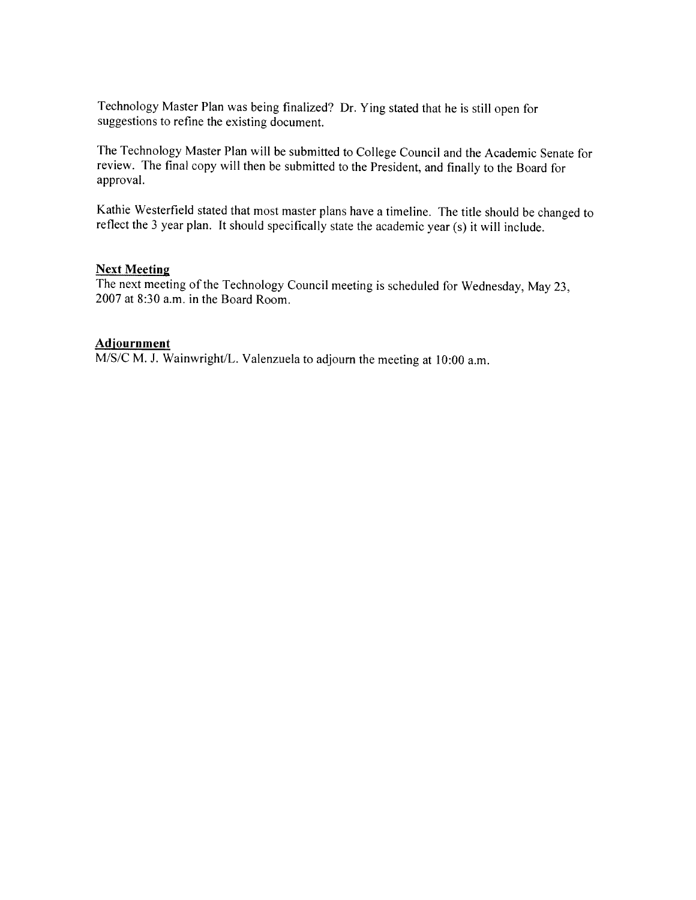Technology Master Plan was being finalized? Dr. Ying stated that he is still open for suggestions to refine the existing document.

The Technology Master Plan will be submitted to College Council and the Academic Senate for review. The final copy will then be submitted to the President, and finally to the Board for approval.

Kathie Westerfield stated that most master plans have a timeline. The title should be changed to reflect the 3 year plan. It should specifically state the academic year (s) it will include.

**Next Meeting**
The next meeting of the Technology Council meeting is scheduled for Wednesday, May 23, 2007 at 8:30 a.m. in the Board Room.

**Adjournment**
M/S/C M. J. Wainwright/L. Valenzuela to adjourn the meeting at 10:00 a.m.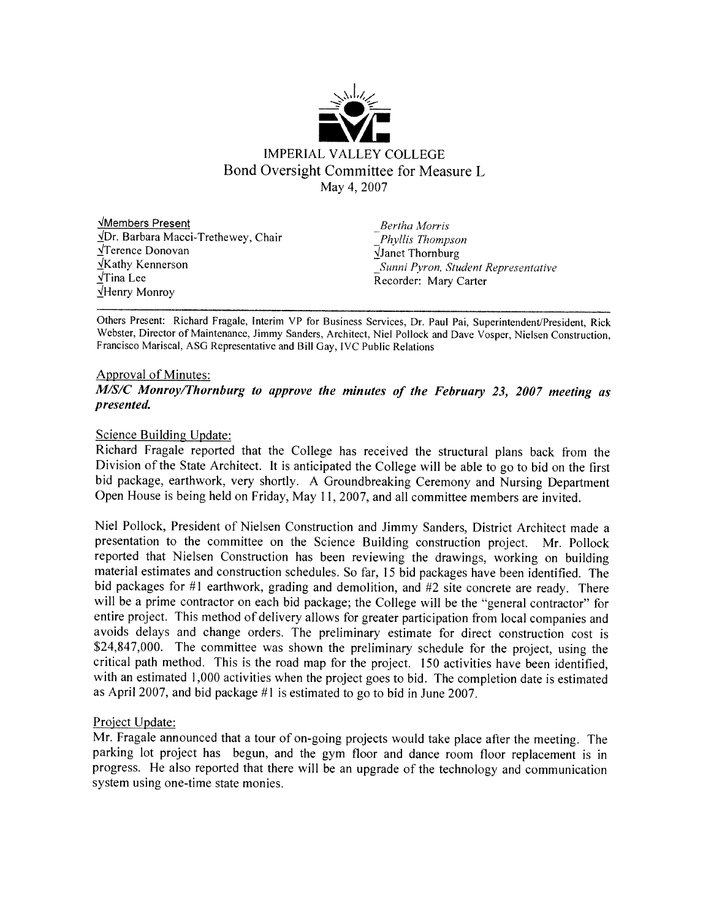IMPERIAL VALLEY COLLEGE

Bond Oversight Committee for Measure L

May 4, 2007

√Members Present

√Dr. Barbara Macci-Trethewey, Chair

√Terence Donovan

√Kathy Kennerson

√Tina Lee

√Henry Monroy

_Bertha Morris

_Phyllis Thompson

√Janet Thornburg

_Sunni Pyron, Student Representative

Recorder: Mary Carter

---

Others Present: Richard Fragale, Interim VP for Business Services, Dr. Paul Pai, Superintendent/President, Rick Webster, Director of Maintenance, Jimmy Sanders, Architect, Niel Pollock and Dave Vosper, Nielsen Construction, Francisco Mariscal, ASG Representative and Bill Gay, IVC Public Relations

Approval of Minutes:

***M/S/C Monroy/Thornburg to approve the minutes of the February 23, 2007 meeting as presented.***

Science Building Update:

Richard Fragale reported that the College has received the structural plans back from the Division of the State Architect. It is anticipated the College will be able to go to bid on the first bid package, earthwork, very shortly. A Groundbreaking Ceremony and Nursing Department Open House is being held on Friday, May 11, 2007, and all committee members are invited.

Niel Pollock, President of Nielsen Construction and Jimmy Sanders, District Architect made a presentation to the committee on the Science Building construction project. Mr. Pollock reported that Nielsen Construction has been reviewing the drawings, working on building material estimates and construction schedules. So far, 15 bid packages have been identified. The bid packages for #1 earthwork, grading and demolition, and #2 site concrete are ready. There will be a prime contractor on each bid package; the College will be the "general contractor" for entire project. This method of delivery allows for greater participation from local companies and avoids delays and change orders. The preliminary estimate for direct construction cost is $24,847,000. The committee was shown the preliminary schedule for the project, using the critical path method. This is the road map for the project. 150 activities have been identified, with an estimated 1,000 activities when the project goes to bid. The completion date is estimated as April 2007, and bid package #1 is estimated to go to bid in June 2007.

Project Update:

Mr. Fragale announced that a tour of on-going projects would take place after the meeting. The parking lot project has begun, and the gym floor and dance room floor replacement is in progress. He also reported that there will be an upgrade of the technology and communication system using one-time state monies.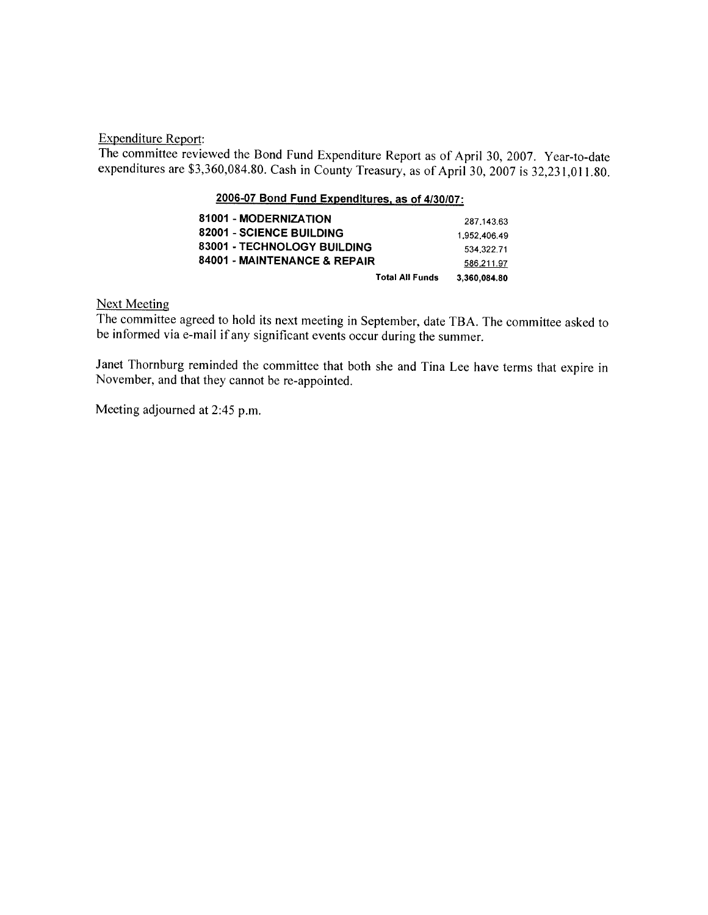Expenditure Report:

The committee reviewed the Bond Fund Expenditure Report as of April 30, 2007. Year-to-date expenditures are $3,360,084.80. Cash in County Treasury, as of April 30, 2007 is 32,231,011.80.

**2006-07 Bond Fund Expenditures, as of 4/30/07:**

| | |
|---|---|
| **81001 - MODERNIZATION** | 287,143.63 |
| **82001 - SCIENCE BUILDING** | 1,952,406.49 |
| **83001 - TECHNOLOGY BUILDING** | 534,322.71 |
| **84001 - MAINTENANCE & REPAIR** | 586,211.97 |
| **Total All Funds** | **3,360,084.80** |

Next Meeting

The committee agreed to hold its next meeting in September, date TBA. The committee asked to be informed via e-mail if any significant events occur during the summer.

Janet Thornburg reminded the committee that both she and Tina Lee have terms that expire in November, and that they cannot be re-appointed.

Meeting adjourned at 2:45 p.m.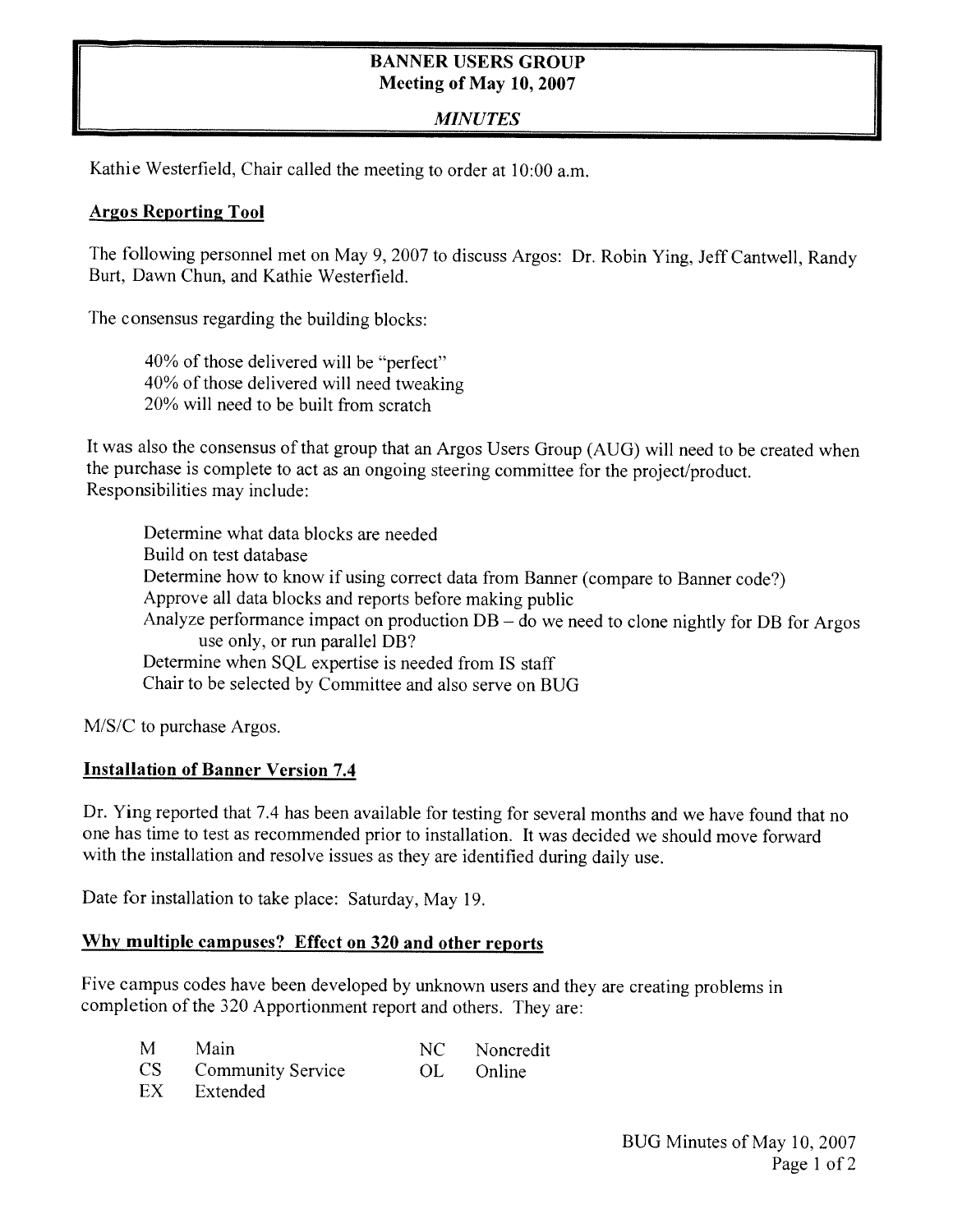# BANNER USERS GROUP
## Meeting of May 10, 2007

*MINUTES*

Kathie Westerfield, Chair called the meeting to order at 10:00 a.m.

### Argos Reporting Tool

The following personnel met on May 9, 2007 to discuss Argos: Dr. Robin Ying, Jeff Cantwell, Randy Burt, Dawn Chun, and Kathie Westerfield.

The consensus regarding the building blocks:

> 40% of those delivered will be "perfect"
> 40% of those delivered will need tweaking
> 20% will need to be built from scratch

It was also the consensus of that group that an Argos Users Group (AUG) will need to be created when the purchase is complete to act as an ongoing steering committee for the project/product. Responsibilities may include:

- Determine what data blocks are needed
- Build on test database
- Determine how to know if using correct data from Banner (compare to Banner code?)
- Approve all data blocks and reports before making public
- Analyze performance impact on production DB – do we need to clone nightly for DB for Argos use only, or run parallel DB?
- Determine when SQL expertise is needed from IS staff
- Chair to be selected by Committee and also serve on BUG

M/S/C to purchase Argos.

### Installation of Banner Version 7.4

Dr. Ying reported that 7.4 has been available for testing for several months and we have found that no one has time to test as recommended prior to installation. It was decided we should move forward with the installation and resolve issues as they are identified during daily use.

Date for installation to take place: Saturday, May 19.

### Why multiple campuses? Effect on 320 and other reports

Five campus codes have been developed by unknown users and they are creating problems in completion of the 320 Apportionment report and others. They are:

| | | | |
|---|---|---|---|
| M | Main | NC | Noncredit |
| CS | Community Service | OL | Online |
| EX | Extended | | |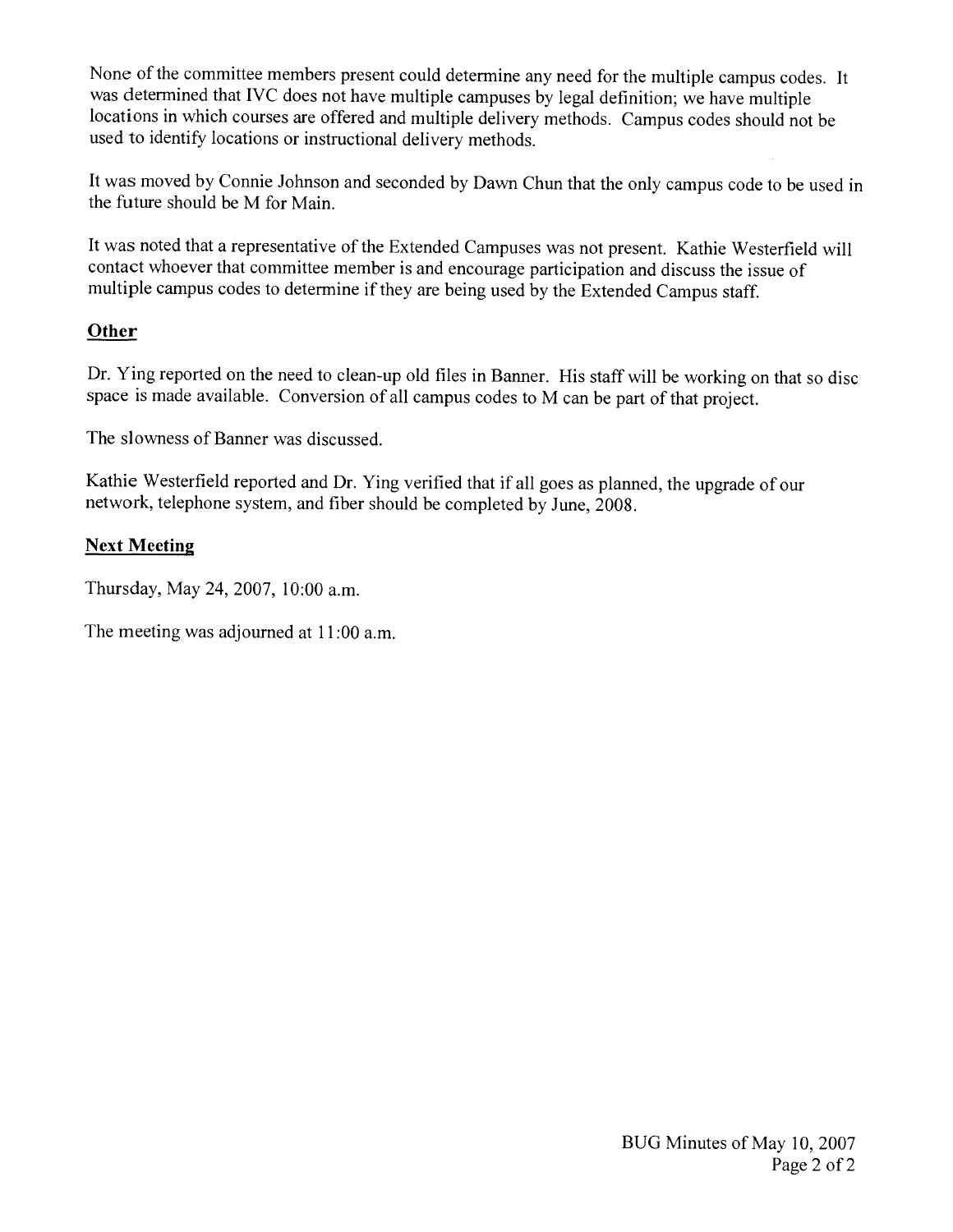None of the committee members present could determine any need for the multiple campus codes. It was determined that IVC does not have multiple campuses by legal definition; we have multiple locations in which courses are offered and multiple delivery methods. Campus codes should not be used to identify locations or instructional delivery methods.

It was moved by Connie Johnson and seconded by Dawn Chun that the only campus code to be used in the future should be M for Main.

It was noted that a representative of the Extended Campuses was not present. Kathie Westerfield will contact whoever that committee member is and encourage participation and discuss the issue of multiple campus codes to determine if they are being used by the Extended Campus staff.

## Other

Dr. Ying reported on the need to clean-up old files in Banner. His staff will be working on that so disc space is made available. Conversion of all campus codes to M can be part of that project.

The slowness of Banner was discussed.

Kathie Westerfield reported and Dr. Ying verified that if all goes as planned, the upgrade of our network, telephone system, and fiber should be completed by June, 2008.

## Next Meeting

Thursday, May 24, 2007, 10:00 a.m.

The meeting was adjourned at 11:00 a.m.